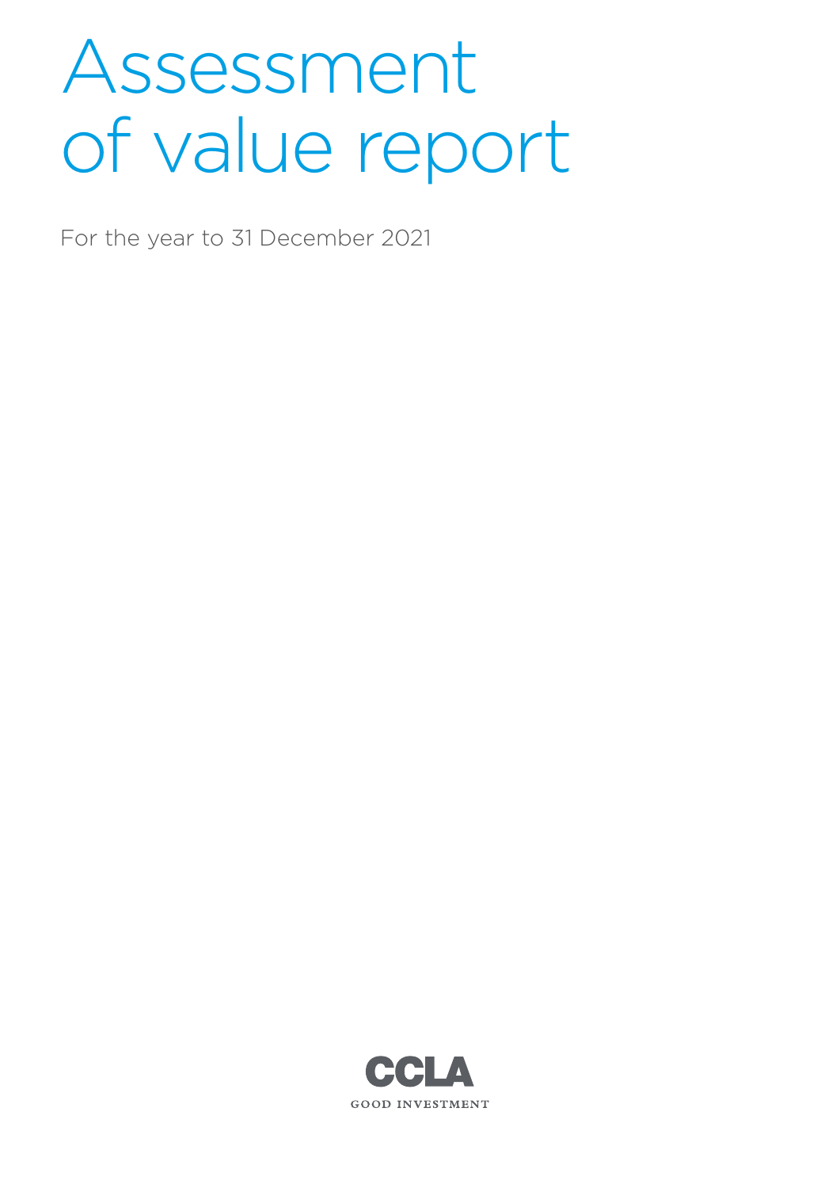# Assessment of value report

For the year to 31 December 2021

CCLA
GOOD INVESTMENT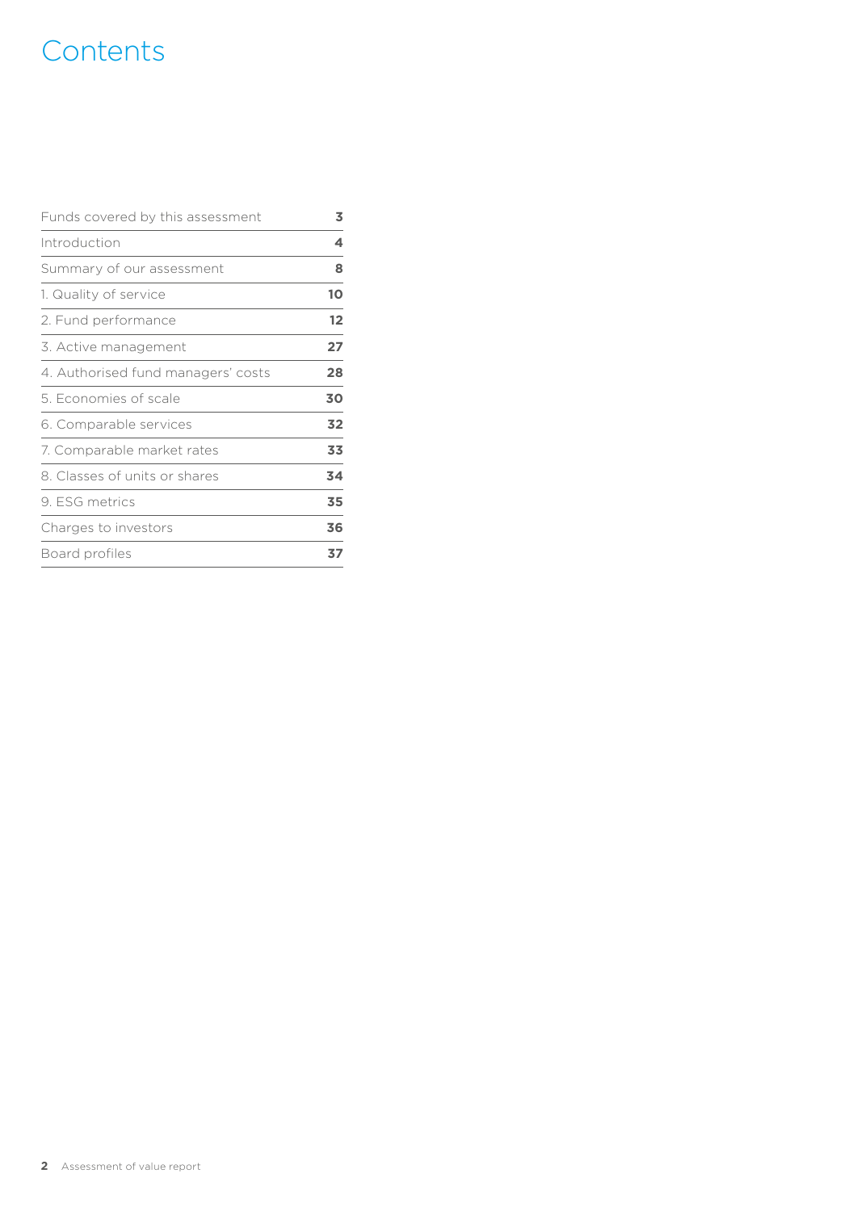# Contents

| | |
|---|---|
| Funds covered by this assessment | **3** |
| Introduction | **4** |
| Summary of our assessment | **8** |
| 1. Quality of service | **10** |
| 2. Fund performance | **12** |
| 3. Active management | **27** |
| 4. Authorised fund managers' costs | **28** |
| 5. Economies of scale | **30** |
| 6. Comparable services | **32** |
| 7. Comparable market rates | **33** |
| 8. Classes of units or shares | **34** |
| 9. ESG metrics | **35** |
| Charges to investors | **36** |
| Board profiles | **37** |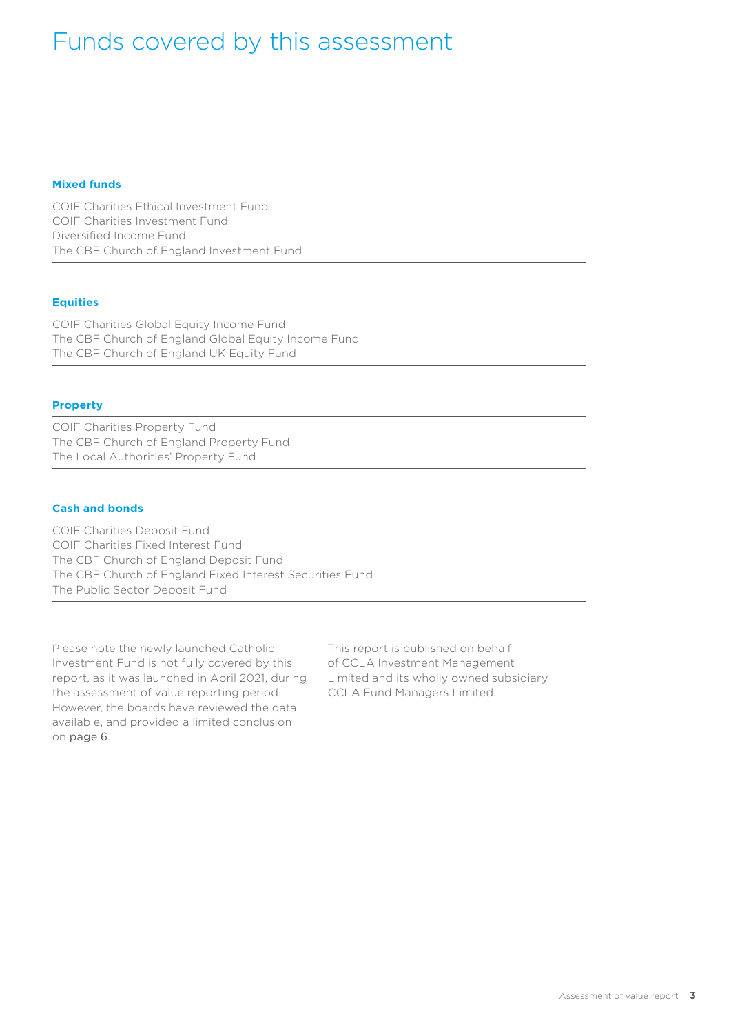# Funds covered by this assessment

### Mixed funds

COIF Charities Ethical Investment Fund
COIF Charities Investment Fund
Diversified Income Fund
The CBF Church of England Investment Fund

### Equities

COIF Charities Global Equity Income Fund
The CBF Church of England Global Equity Income Fund
The CBF Church of England UK Equity Fund

### Property

COIF Charities Property Fund
The CBF Church of England Property Fund
The Local Authorities' Property Fund

### Cash and bonds

COIF Charities Deposit Fund
COIF Charities Fixed Interest Fund
The CBF Church of England Deposit Fund
The CBF Church of England Fixed Interest Securities Fund
The Public Sector Deposit Fund

Please note the newly launched Catholic Investment Fund is not fully covered by this report, as it was launched in April 2021, during the assessment of value reporting period. However, the boards have reviewed the data available, and provided a limited conclusion on page 6.

This report is published on behalf of CCLA Investment Management Limited and its wholly owned subsidiary CCLA Fund Managers Limited.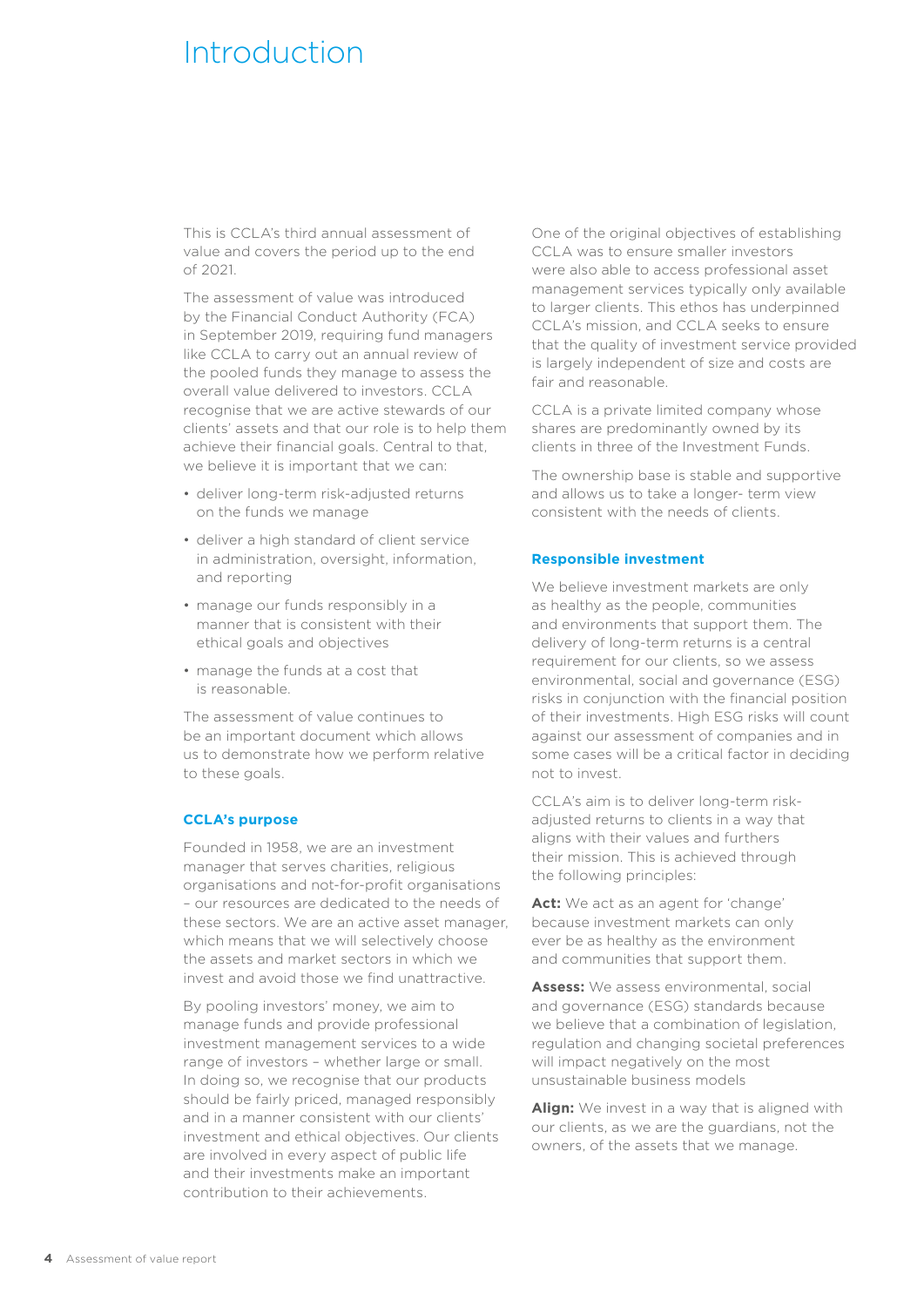# Introduction

This is CCLA's third annual assessment of value and covers the period up to the end of 2021.

The assessment of value was introduced by the Financial Conduct Authority (FCA) in September 2019, requiring fund managers like CCLA to carry out an annual review of the pooled funds they manage to assess the overall value delivered to investors. CCLA recognise that we are active stewards of our clients' assets and that our role is to help them achieve their financial goals. Central to that, we believe it is important that we can:

- deliver long-term risk-adjusted returns on the funds we manage
- deliver a high standard of client service in administration, oversight, information, and reporting
- manage our funds responsibly in a manner that is consistent with their ethical goals and objectives
- manage the funds at a cost that is reasonable.

The assessment of value continues to be an important document which allows us to demonstrate how we perform relative to these goals.

### CCLA's purpose

Founded in 1958, we are an investment manager that serves charities, religious organisations and not-for-profit organisations – our resources are dedicated to the needs of these sectors. We are an active asset manager, which means that we will selectively choose the assets and market sectors in which we invest and avoid those we find unattractive.

By pooling investors' money, we aim to manage funds and provide professional investment management services to a wide range of investors – whether large or small. In doing so, we recognise that our products should be fairly priced, managed responsibly and in a manner consistent with our clients' investment and ethical objectives. Our clients are involved in every aspect of public life and their investments make an important contribution to their achievements.

One of the original objectives of establishing CCLA was to ensure smaller investors were also able to access professional asset management services typically only available to larger clients. This ethos has underpinned CCLA's mission, and CCLA seeks to ensure that the quality of investment service provided is largely independent of size and costs are fair and reasonable.

CCLA is a private limited company whose shares are predominantly owned by its clients in three of the Investment Funds.

The ownership base is stable and supportive and allows us to take a longer- term view consistent with the needs of clients.

### Responsible investment

We believe investment markets are only as healthy as the people, communities and environments that support them. The delivery of long-term returns is a central requirement for our clients, so we assess environmental, social and governance (ESG) risks in conjunction with the financial position of their investments. High ESG risks will count against our assessment of companies and in some cases will be a critical factor in deciding not to invest.

CCLA's aim is to deliver long-term risk-adjusted returns to clients in a way that aligns with their values and furthers their mission. This is achieved through the following principles:

**Act:** We act as an agent for 'change' because investment markets can only ever be as healthy as the environment and communities that support them.

**Assess:** We assess environmental, social and governance (ESG) standards because we believe that a combination of legislation, regulation and changing societal preferences will impact negatively on the most unsustainable business models

**Align:** We invest in a way that is aligned with our clients, as we are the guardians, not the owners, of the assets that we manage.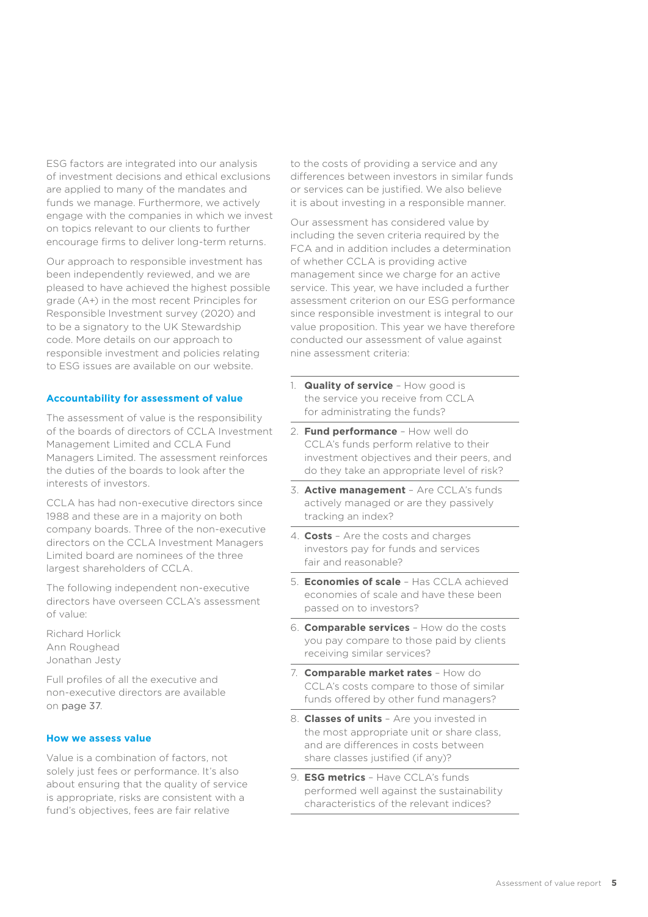ESG factors are integrated into our analysis of investment decisions and ethical exclusions are applied to many of the mandates and funds we manage. Furthermore, we actively engage with the companies in which we invest on topics relevant to our clients to further encourage firms to deliver long-term returns.

Our approach to responsible investment has been independently reviewed, and we are pleased to have achieved the highest possible grade (A+) in the most recent Principles for Responsible Investment survey (2020) and to be a signatory to the UK Stewardship code. More details on our approach to responsible investment and policies relating to ESG issues are available on our website.

### Accountability for assessment of value

The assessment of value is the responsibility of the boards of directors of CCLA Investment Management Limited and CCLA Fund Managers Limited. The assessment reinforces the duties of the boards to look after the interests of investors.

CCLA has had non-executive directors since 1988 and these are in a majority on both company boards. Three of the non-executive directors on the CCLA Investment Managers Limited board are nominees of the three largest shareholders of CCLA.

The following independent non-executive directors have overseen CCLA's assessment of value:

Richard Horlick
Ann Roughead
Jonathan Jesty

Full profiles of all the executive and non-executive directors are available on page 37.

### How we assess value

Value is a combination of factors, not solely just fees or performance. It's also about ensuring that the quality of service is appropriate, risks are consistent with a fund's objectives, fees are fair relative to the costs of providing a service and any differences between investors in similar funds or services can be justified. We also believe it is about investing in a responsible manner.

Our assessment has considered value by including the seven criteria required by the FCA and in addition includes a determination of whether CCLA is providing active management since we charge for an active service. This year, we have included a further assessment criterion on our ESG performance since responsible investment is integral to our value proposition. This year we have therefore conducted our assessment of value against nine assessment criteria:

1. **Quality of service** – How good is the service you receive from CCLA for administrating the funds?
2. **Fund performance** – How well do CCLA's funds perform relative to their investment objectives and their peers, and do they take an appropriate level of risk?
3. **Active management** – Are CCLA's funds actively managed or are they passively tracking an index?
4. **Costs** – Are the costs and charges investors pay for funds and services fair and reasonable?
5. **Economies of scale** – Has CCLA achieved economies of scale and have these been passed on to investors?
6. **Comparable services** – How do the costs you pay compare to those paid by clients receiving similar services?
7. **Comparable market rates** – How do CCLA's costs compare to those of similar funds offered by other fund managers?
8. **Classes of units** – Are you invested in the most appropriate unit or share class, and are differences in costs between share classes justified (if any)?
9. **ESG metrics** – Have CCLA's funds performed well against the sustainability characteristics of the relevant indices?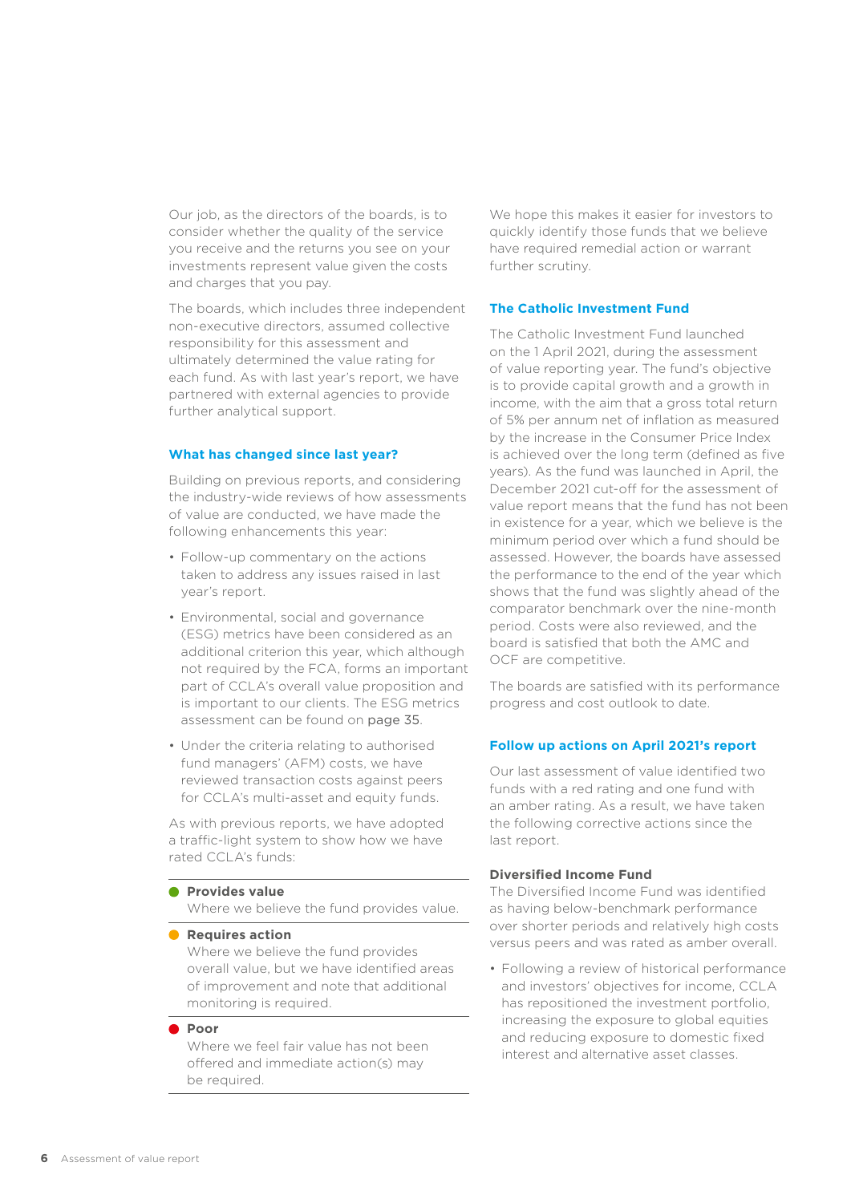Our job, as the directors of the boards, is to consider whether the quality of the service you receive and the returns you see on your investments represent value given the costs and charges that you pay.

The boards, which includes three independent non-executive directors, assumed collective responsibility for this assessment and ultimately determined the value rating for each fund. As with last year's report, we have partnered with external agencies to provide further analytical support.

## What has changed since last year?

Building on previous reports, and considering the industry-wide reviews of how assessments of value are conducted, we have made the following enhancements this year:

- Follow-up commentary on the actions taken to address any issues raised in last year's report.
- Environmental, social and governance (ESG) metrics have been considered as an additional criterion this year, which although not required by the FCA, forms an important part of CCLA's overall value proposition and is important to our clients. The ESG metrics assessment can be found on page 35.
- Under the criteria relating to authorised fund managers' (AFM) costs, we have reviewed transaction costs against peers for CCLA's multi-asset and equity funds.

As with previous reports, we have adopted a traffic-light system to show how we have rated CCLA's funds:

- **Provides value** (green)
  Where we believe the fund provides value.
- **Requires action** (amber)
  Where we believe the fund provides overall value, but we have identified areas of improvement and note that additional monitoring is required.
- **Poor** (red)
  Where we feel fair value has not been offered and immediate action(s) may be required.

We hope this makes it easier for investors to quickly identify those funds that we believe have required remedial action or warrant further scrutiny.

## The Catholic Investment Fund

The Catholic Investment Fund launched on the 1 April 2021, during the assessment of value reporting year. The fund's objective is to provide capital growth and a growth in income, with the aim that a gross total return of 5% per annum net of inflation as measured by the increase in the Consumer Price Index is achieved over the long term (defined as five years). As the fund was launched in April, the December 2021 cut-off for the assessment of value report means that the fund has not been in existence for a year, which we believe is the minimum period over which a fund should be assessed. However, the boards have assessed the performance to the end of the year which shows that the fund was slightly ahead of the comparator benchmark over the nine-month period. Costs were also reviewed, and the board is satisfied that both the AMC and OCF are competitive.

The boards are satisfied with its performance progress and cost outlook to date.

## Follow up actions on April 2021's report

Our last assessment of value identified two funds with a red rating and one fund with an amber rating. As a result, we have taken the following corrective actions since the last report.

### Diversified Income Fund

The Diversified Income Fund was identified as having below-benchmark performance over shorter periods and relatively high costs versus peers and was rated as amber overall.

- Following a review of historical performance and investors' objectives for income, CCLA has repositioned the investment portfolio, increasing the exposure to global equities and reducing exposure to domestic fixed interest and alternative asset classes.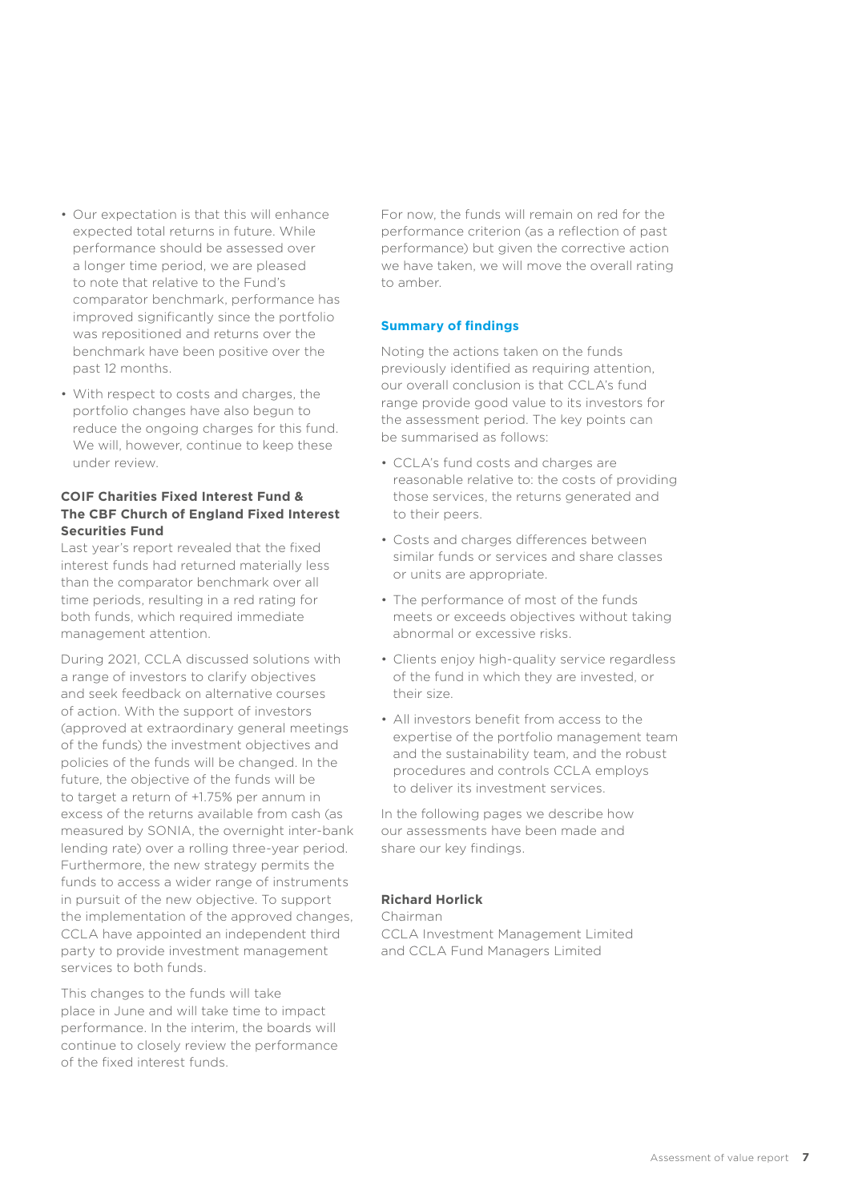- Our expectation is that this will enhance expected total returns in future. While performance should be assessed over a longer time period, we are pleased to note that relative to the Fund's comparator benchmark, performance has improved significantly since the portfolio was repositioned and returns over the benchmark have been positive over the past 12 months.
- With respect to costs and charges, the portfolio changes have also begun to reduce the ongoing charges for this fund. We will, however, continue to keep these under review.

**COIF Charities Fixed Interest Fund & The CBF Church of England Fixed Interest Securities Fund**

Last year's report revealed that the fixed interest funds had returned materially less than the comparator benchmark over all time periods, resulting in a red rating for both funds, which required immediate management attention.

During 2021, CCLA discussed solutions with a range of investors to clarify objectives and seek feedback on alternative courses of action. With the support of investors (approved at extraordinary general meetings of the funds) the investment objectives and policies of the funds will be changed. In the future, the objective of the funds will be to target a return of +1.75% per annum in excess of the returns available from cash (as measured by SONIA, the overnight inter-bank lending rate) over a rolling three-year period. Furthermore, the new strategy permits the funds to access a wider range of instruments in pursuit of the new objective. To support the implementation of the approved changes, CCLA have appointed an independent third party to provide investment management services to both funds.

This changes to the funds will take place in June and will take time to impact performance. In the interim, the boards will continue to closely review the performance of the fixed interest funds.

For now, the funds will remain on red for the performance criterion (as a reflection of past performance) but given the corrective action we have taken, we will move the overall rating to amber.

## Summary of findings

Noting the actions taken on the funds previously identified as requiring attention, our overall conclusion is that CCLA's fund range provide good value to its investors for the assessment period. The key points can be summarised as follows:

- CCLA's fund costs and charges are reasonable relative to: the costs of providing those services, the returns generated and to their peers.
- Costs and charges differences between similar funds or services and share classes or units are appropriate.
- The performance of most of the funds meets or exceeds objectives without taking abnormal or excessive risks.
- Clients enjoy high-quality service regardless of the fund in which they are invested, or their size.
- All investors benefit from access to the expertise of the portfolio management team and the sustainability team, and the robust procedures and controls CCLA employs to deliver its investment services.

In the following pages we describe how our assessments have been made and share our key findings.

**Richard Horlick**
Chairman
CCLA Investment Management Limited
and CCLA Fund Managers Limited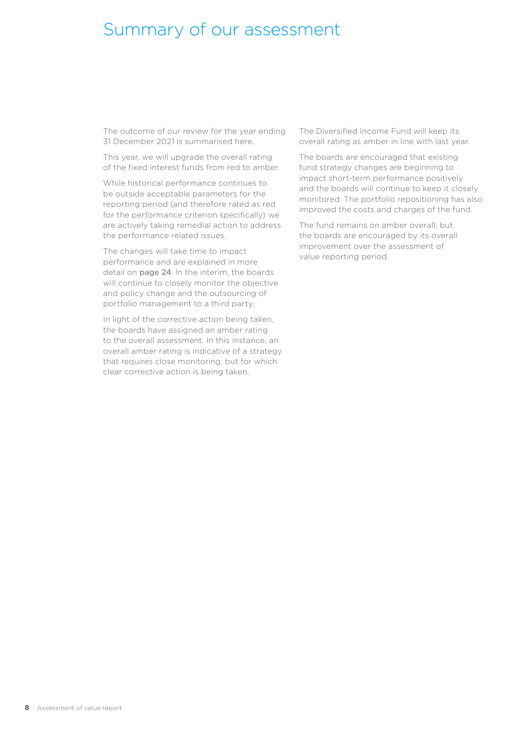# Summary of our assessment

The outcome of our review for the year ending 31 December 2021 is summarised here.

This year, we will upgrade the overall rating of the fixed interest funds from red to amber.

While historical performance continues to be outside acceptable parameters for the reporting period (and therefore rated as red for the performance criterion specifically) we are actively taking remedial action to address the performance related issues.

The changes will take time to impact performance and are explained in more detail on page 24. In the interim, the boards will continue to closely monitor the objective and policy change and the outsourcing of portfolio management to a third party.

In light of the corrective action being taken, the boards have assigned an amber rating to the overall assessment. In this instance, an overall amber rating is indicative of a strategy that requires close monitoring, but for which clear corrective action is being taken.

The Diversified Income Fund will keep its overall rating as amber in line with last year.

The boards are encouraged that existing fund strategy changes are beginning to impact short-term performance positively and the boards will continue to keep it closely monitored. The portfolio repositioning has also improved the costs and charges of the fund.

The fund remains on amber overall, but the boards are encouraged by its overall improvement over the assessment of value reporting period.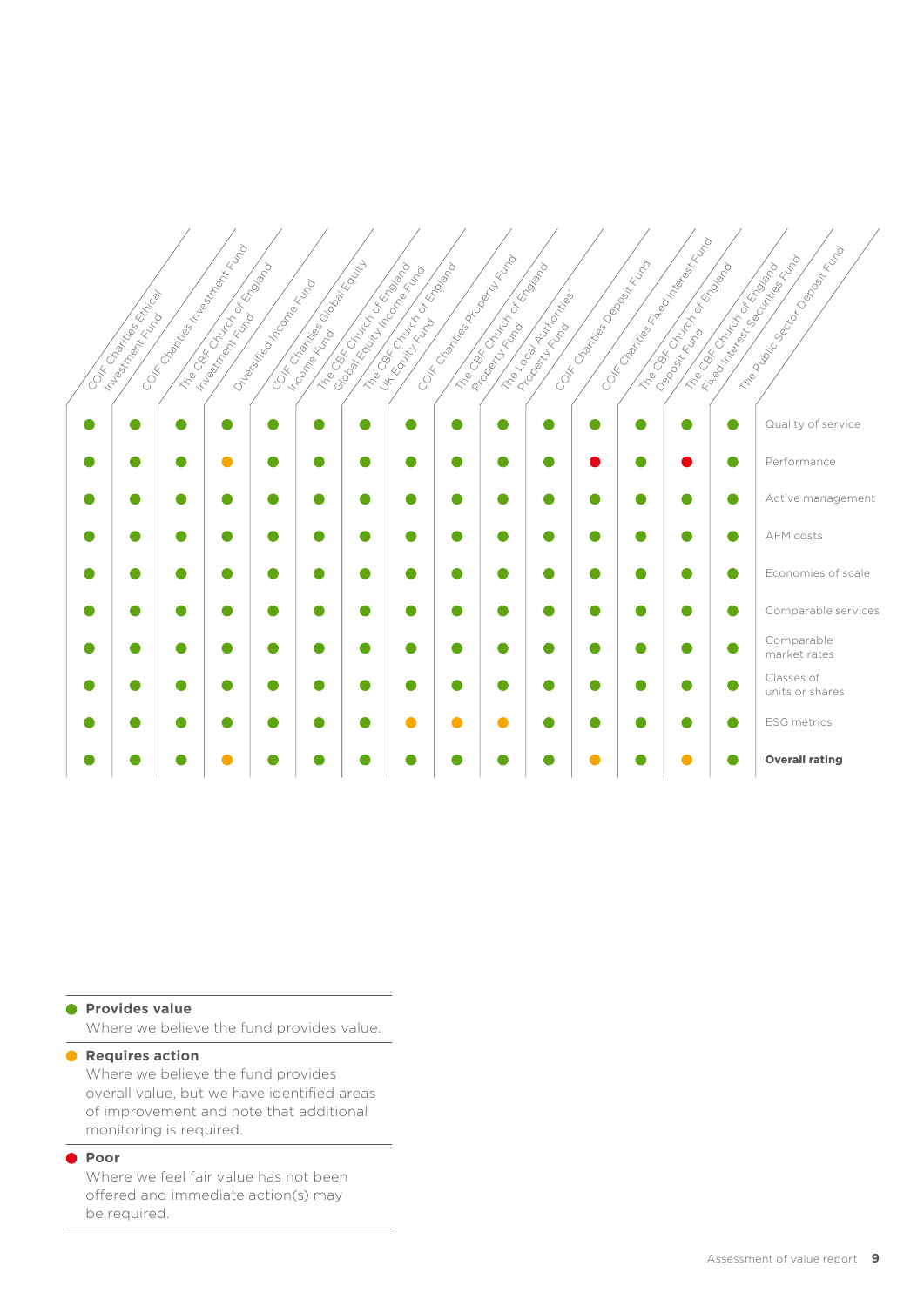| | COIF Charities Ethical Investment Fund | COIF Charities Investment Fund | The CBF Church of England Investment Fund | Diversified Income Fund | COIF Charities Global Equity Income Fund | The CBF Church of England Global Equity Income Fund | The CBF Church of England UK Equity Fund | COIF Charities Property Fund | The CBF Church of England Property Fund | The Local Authorities' Property Fund | COIF Charities Deposit Fund | COIF Charities Fixed Interest Fund | The CBF Church of England Deposit Fund | The CBF Church of England Fixed Interest Securities Fund | The Public Sector Deposit Fund |
|---|---|---|---|---|---|---|---|---|---|---|---|---|---|---|---|
| Quality of service | Provides value | Provides value | Provides value | Provides value | Provides value | Provides value | Provides value | Provides value | Provides value | Provides value | Provides value | Provides value | Provides value | Provides value | Provides value |
| Performance | Provides value | Provides value | Provides value | Requires action | Provides value | Provides value | Provides value | Provides value | Provides value | Provides value | Provides value | Poor | Provides value | Poor | Provides value |
| Active management | Provides value | Provides value | Provides value | Provides value | Provides value | Provides value | Provides value | Provides value | Provides value | Provides value | Provides value | Provides value | Provides value | Provides value | Provides value |
| AFM costs | Provides value | Provides value | Provides value | Provides value | Provides value | Provides value | Provides value | Provides value | Provides value | Provides value | Provides value | Provides value | Provides value | Provides value | Provides value |
| Economies of scale | Provides value | Provides value | Provides value | Provides value | Provides value | Provides value | Provides value | Provides value | Provides value | Provides value | Provides value | Provides value | Provides value | Provides value | Provides value |
| Comparable services | Provides value | Provides value | Provides value | Provides value | Provides value | Provides value | Provides value | Provides value | Provides value | Provides value | Provides value | Provides value | Provides value | Provides value | Provides value |
| Comparable market rates | Provides value | Provides value | Provides value | Provides value | Provides value | Provides value | Provides value | Provides value | Provides value | Provides value | Provides value | Provides value | Provides value | Provides value | Provides value |
| Classes of units or shares | Provides value | Provides value | Provides value | Provides value | Provides value | Provides value | Provides value | Provides value | Provides value | Provides value | Provides value | Provides value | Provides value | Provides value | Provides value |
| ESG metrics | Provides value | Provides value | Provides value | Provides value | Provides value | Provides value | Provides value | Requires action | Requires action | Requires action | Provides value | Provides value | Provides value | Provides value | Provides value |
| **Overall rating** | Provides value | Provides value | Provides value | Requires action | Provides value | Provides value | Provides value | Provides value | Provides value | Provides value | Provides value | Requires action | Provides value | Requires action | Provides value |

**Provides value**
Where we believe the fund provides value.

**Requires action**
Where we believe the fund provides overall value, but we have identified areas of improvement and note that additional monitoring is required.

**Poor**
Where we feel fair value has not been offered and immediate action(s) may be required.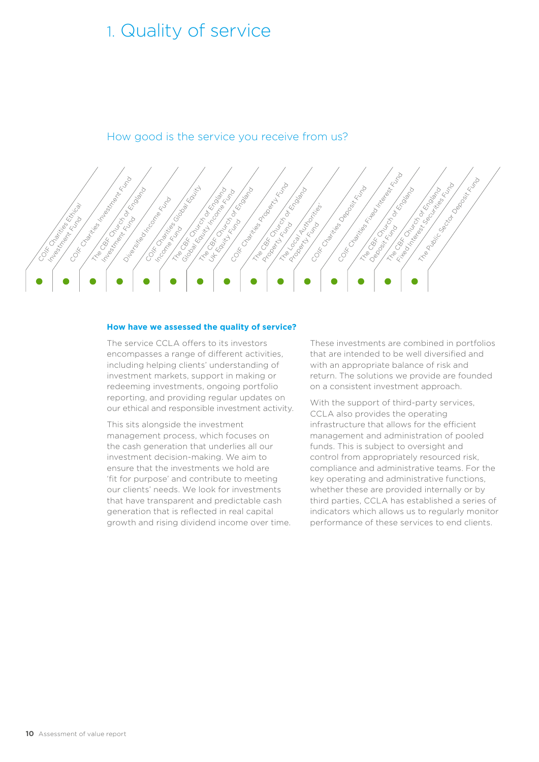# 1. Quality of service

## How good is the service you receive from us?

| COIF Charities Ethical Investment Fund | COIF Charities Investment Fund | The CBF Church of England Investment Fund | Diversified Income Fund | COIF Charities Global Equity Income Fund | The CBF Church of England Global Equity Income Fund | The CBF Church of England UK Equity Fund | COIF Charities Property Fund | The CBF Church of England Property Fund | The Local Authorities' Property Fund | COIF Charities Deposit Fund | COIF Charities Fixed Interest Fund | The CBF Church of England Deposit Fund | The CBF Church of England Fixed Interest Securities Fund | The Public Sector Deposit Fund |
|---|---|---|---|---|---|---|---|---|---|---|---|---|---|---|
| ● | ● | ● | ● | ● | ● | ● | ● | ● | ● | ● | ● | ● | ● | ● |

**How have we assessed the quality of service?**

The service CCLA offers to its investors encompasses a range of different activities, including helping clients' understanding of investment markets, support in making or redeeming investments, ongoing portfolio reporting, and providing regular updates on our ethical and responsible investment activity.

This sits alongside the investment management process, which focuses on the cash generation that underlies all our investment decision-making. We aim to ensure that the investments we hold are 'fit for purpose' and contribute to meeting our clients' needs. We look for investments that have transparent and predictable cash generation that is reflected in real capital growth and rising dividend income over time.

These investments are combined in portfolios that are intended to be well diversified and with an appropriate balance of risk and return. The solutions we provide are founded on a consistent investment approach.

With the support of third-party services, CCLA also provides the operating infrastructure that allows for the efficient management and administration of pooled funds. This is subject to oversight and control from appropriately resourced risk, compliance and administrative teams. For the key operating and administrative functions, whether these are provided internally or by third parties, CCLA has established a series of indicators which allows us to regularly monitor performance of these services to end clients.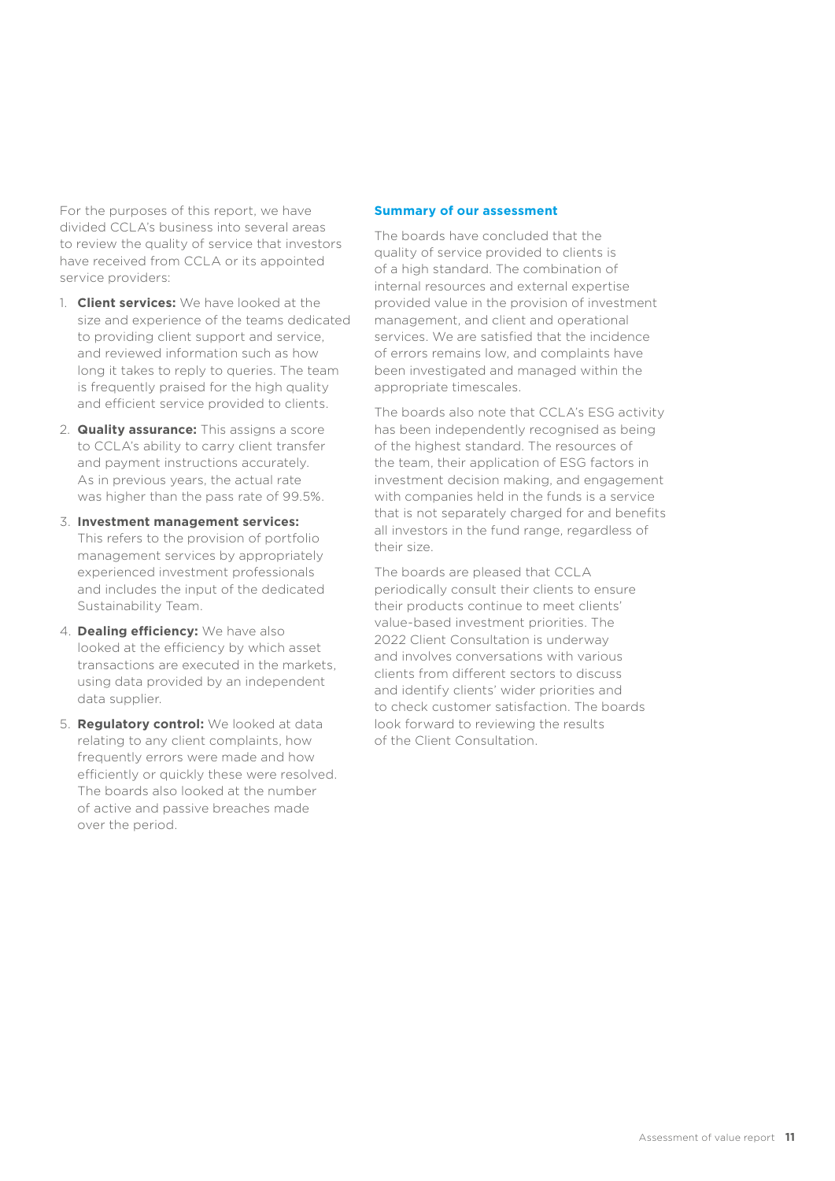For the purposes of this report, we have divided CCLA's business into several areas to review the quality of service that investors have received from CCLA or its appointed service providers:

1. **Client services:** We have looked at the size and experience of the teams dedicated to providing client support and service, and reviewed information such as how long it takes to reply to queries. The team is frequently praised for the high quality and efficient service provided to clients.
2. **Quality assurance:** This assigns a score to CCLA's ability to carry client transfer and payment instructions accurately. As in previous years, the actual rate was higher than the pass rate of 99.5%.
3. **Investment management services:** This refers to the provision of portfolio management services by appropriately experienced investment professionals and includes the input of the dedicated Sustainability Team.
4. **Dealing efficiency:** We have also looked at the efficiency by which asset transactions are executed in the markets, using data provided by an independent data supplier.
5. **Regulatory control:** We looked at data relating to any client complaints, how frequently errors were made and how efficiently or quickly these were resolved. The boards also looked at the number of active and passive breaches made over the period.

## Summary of our assessment

The boards have concluded that the quality of service provided to clients is of a high standard. The combination of internal resources and external expertise provided value in the provision of investment management, and client and operational services. We are satisfied that the incidence of errors remains low, and complaints have been investigated and managed within the appropriate timescales.

The boards also note that CCLA's ESG activity has been independently recognised as being of the highest standard. The resources of the team, their application of ESG factors in investment decision making, and engagement with companies held in the funds is a service that is not separately charged for and benefits all investors in the fund range, regardless of their size.

The boards are pleased that CCLA periodically consult their clients to ensure their products continue to meet clients' value-based investment priorities. The 2022 Client Consultation is underway and involves conversations with various clients from different sectors to discuss and identify clients' wider priorities and to check customer satisfaction. The boards look forward to reviewing the results of the Client Consultation.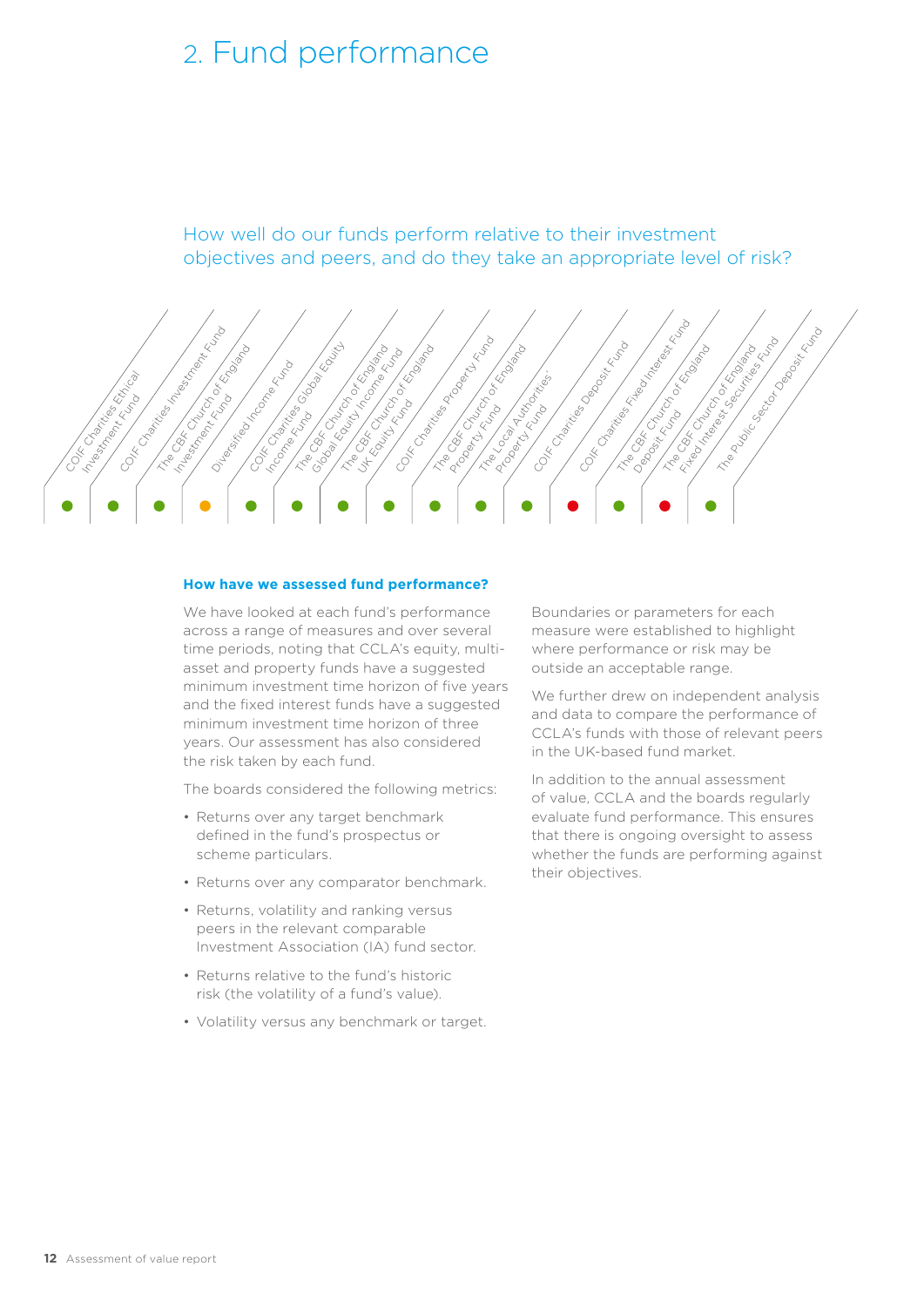# 2. Fund performance

How well do our funds perform relative to their investment objectives and peers, and do they take an appropriate level of risk?

| Fund | Rating |
|---|---|
| COIF Charities Ethical Investment Fund | Green |
| COIF Charities Investment Fund | Green |
| The CBF Church of England Investment Fund | Green |
| Diversified Income Fund | Amber |
| COIF Charities Global Equity Income Fund | Green |
| The CBF Church of England Global Equity Income Fund | Green |
| The CBF Church of England UK Equity Fund | Green |
| COIF Charities Property Fund | Green |
| The CBF Church of England Property Fund | Green |
| The Local Authorities' Property Fund | Green |
| COIF Charities Deposit Fund | Green |
| COIF Charities Fixed Interest Fund | Red |
| The CBF Church of England Deposit Fund | Green |
| The CBF Church of England Fixed Interest Securities Fund | Red |
| The Public Sector Deposit Fund | Green |

### How have we assessed fund performance?

We have looked at each fund's performance across a range of measures and over several time periods, noting that CCLA's equity, multi-asset and property funds have a suggested minimum investment time horizon of five years and the fixed interest funds have a suggested minimum investment time horizon of three years. Our assessment has also considered the risk taken by each fund.

The boards considered the following metrics:

- Returns over any target benchmark defined in the fund's prospectus or scheme particulars.
- Returns over any comparator benchmark.
- Returns, volatility and ranking versus peers in the relevant comparable Investment Association (IA) fund sector.
- Returns relative to the fund's historic risk (the volatility of a fund's value).
- Volatility versus any benchmark or target.

Boundaries or parameters for each measure were established to highlight where performance or risk may be outside an acceptable range.

We further drew on independent analysis and data to compare the performance of CCLA's funds with those of relevant peers in the UK-based fund market.

In addition to the annual assessment of value, CCLA and the boards regularly evaluate fund performance. This ensures that there is ongoing oversight to assess whether the funds are performing against their objectives.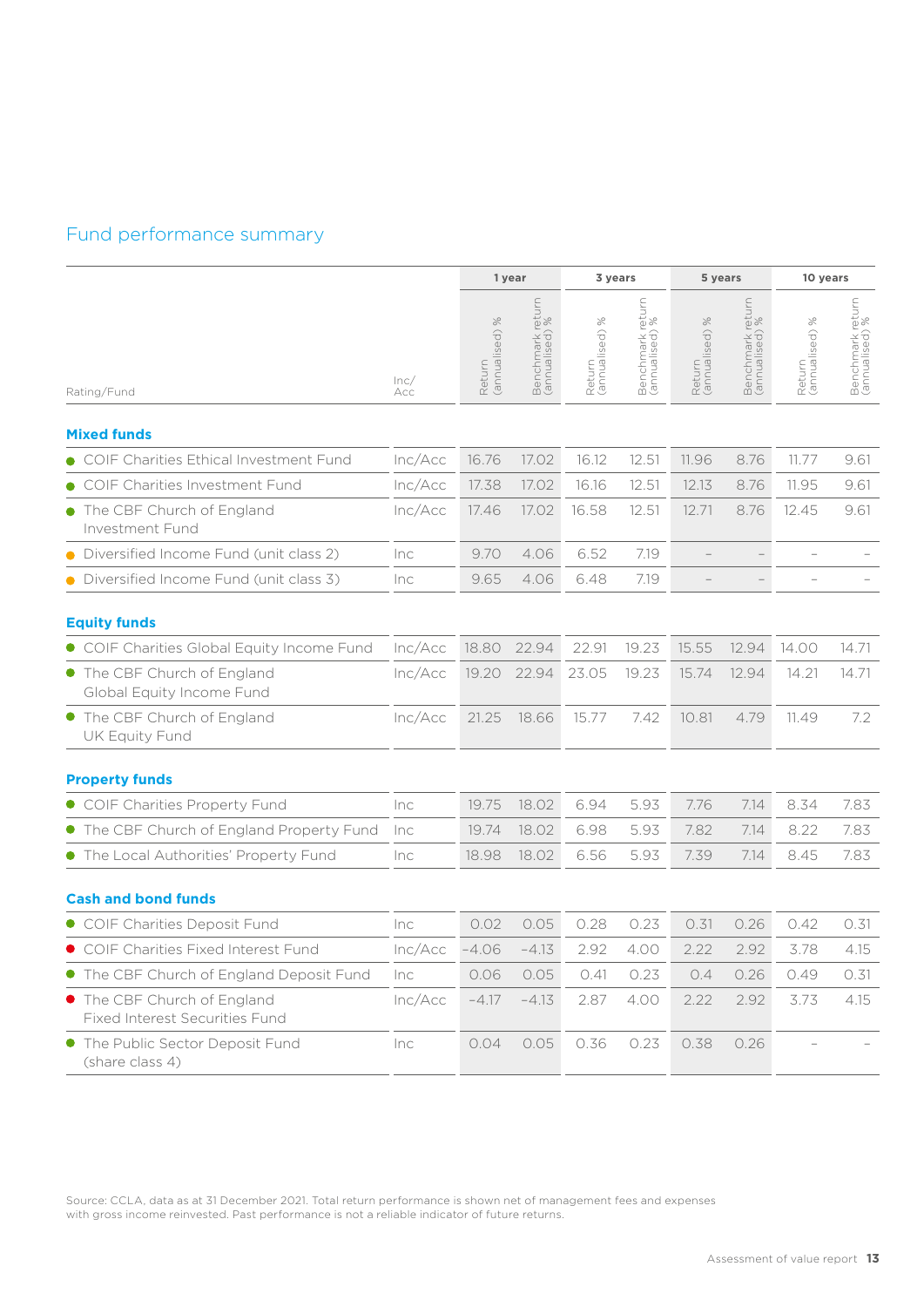## Fund performance summary

| Rating/Fund | Inc/Acc | 1 year | | 3 years | | 5 years | | 10 years | |
|---|---|---|---|---|---|---|---|---|---|
| | | Return (annualised) % | Benchmark return (annualised) % | Return (annualised) % | Benchmark return (annualised) % | Return (annualised) % | Benchmark return (annualised) % | Return (annualised) % | Benchmark return (annualised) % |
| **Mixed funds** | | | | | | | | | |
| ● COIF Charities Ethical Investment Fund | Inc/Acc | 16.76 | 17.02 | 16.12 | 12.51 | 11.96 | 8.76 | 11.77 | 9.61 |
| ● COIF Charities Investment Fund | Inc/Acc | 17.38 | 17.02 | 16.16 | 12.51 | 12.13 | 8.76 | 11.95 | 9.61 |
| ● The CBF Church of England Investment Fund | Inc/Acc | 17.46 | 17.02 | 16.58 | 12.51 | 12.71 | 8.76 | 12.45 | 9.61 |
| ● Diversified Income Fund (unit class 2) | Inc | 9.70 | 4.06 | 6.52 | 7.19 | – | – | – | – |
| ● Diversified Income Fund (unit class 3) | Inc | 9.65 | 4.06 | 6.48 | 7.19 | – | – | – | – |
| **Equity funds** | | | | | | | | | |
| ● COIF Charities Global Equity Income Fund | Inc/Acc | 18.80 | 22.94 | 22.91 | 19.23 | 15.55 | 12.94 | 14.00 | 14.71 |
| ● The CBF Church of England Global Equity Income Fund | Inc/Acc | 19.20 | 22.94 | 23.05 | 19.23 | 15.74 | 12.94 | 14.21 | 14.71 |
| ● The CBF Church of England UK Equity Fund | Inc/Acc | 21.25 | 18.66 | 15.77 | 7.42 | 10.81 | 4.79 | 11.49 | 7.2 |
| **Property funds** | | | | | | | | | |
| ● COIF Charities Property Fund | Inc | 19.75 | 18.02 | 6.94 | 5.93 | 7.76 | 7.14 | 8.34 | 7.83 |
| ● The CBF Church of England Property Fund | Inc | 19.74 | 18.02 | 6.98 | 5.93 | 7.82 | 7.14 | 8.22 | 7.83 |
| ● The Local Authorities' Property Fund | Inc | 18.98 | 18.02 | 6.56 | 5.93 | 7.39 | 7.14 | 8.45 | 7.83 |
| **Cash and bond funds** | | | | | | | | | |
| ● COIF Charities Deposit Fund | Inc | 0.02 | 0.05 | 0.28 | 0.23 | 0.31 | 0.26 | 0.42 | 0.31 |
| ● COIF Charities Fixed Interest Fund | Inc/Acc | -4.06 | -4.13 | 2.92 | 4.00 | 2.22 | 2.92 | 3.78 | 4.15 |
| ● The CBF Church of England Deposit Fund | Inc | 0.06 | 0.05 | 0.41 | 0.23 | 0.4 | 0.26 | 0.49 | 0.31 |
| ● The CBF Church of England Fixed Interest Securities Fund | Inc/Acc | -4.17 | -4.13 | 2.87 | 4.00 | 2.22 | 2.92 | 3.73 | 4.15 |
| ● The Public Sector Deposit Fund (share class 4) | Inc | 0.04 | 0.05 | 0.36 | 0.23 | 0.38 | 0.26 | – | – |

Source: CCLA, data as at 31 December 2021. Total return performance is shown net of management fees and expenses with gross income reinvested. Past performance is not a reliable indicator of future returns.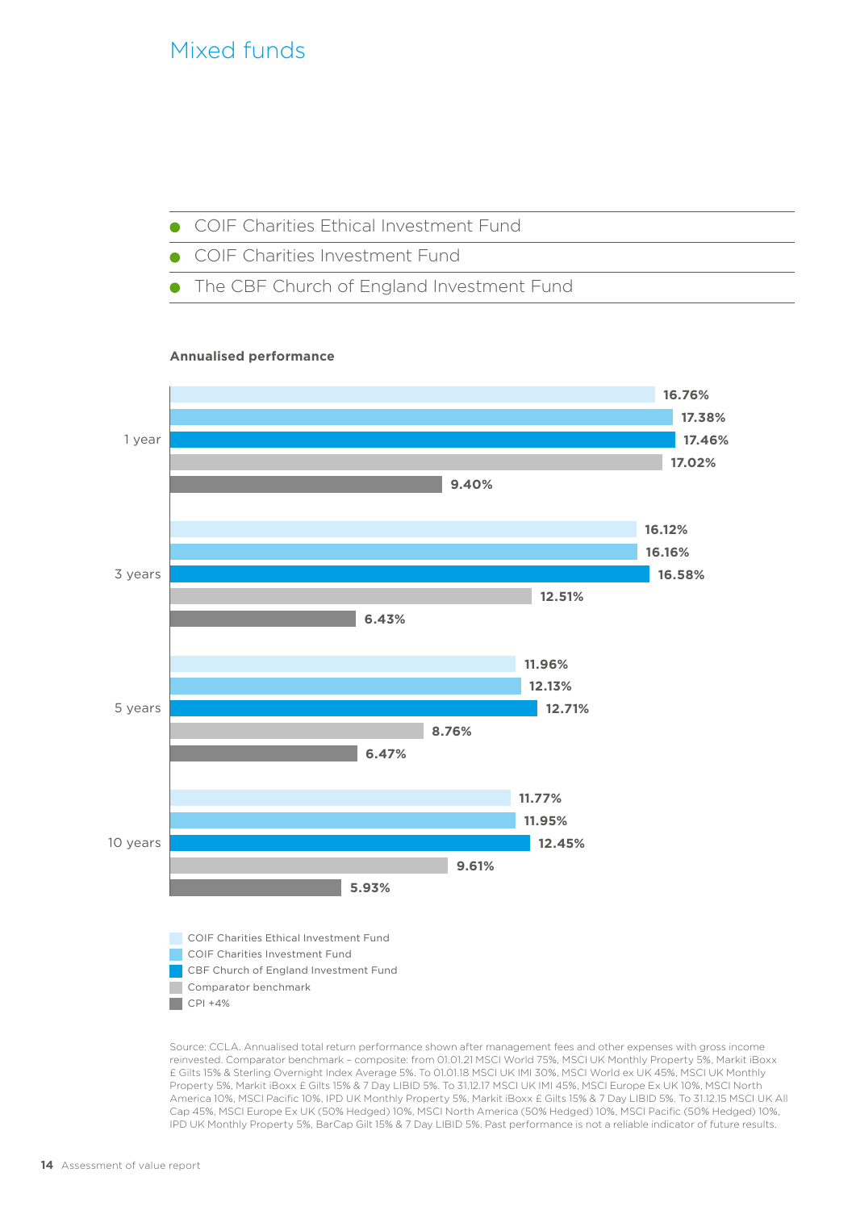# Mixed funds

- COIF Charities Ethical Investment Fund
- COIF Charities Investment Fund
- The CBF Church of England Investment Fund

**Annualised performance**

| | COIF Charities Ethical Investment Fund | COIF Charities Investment Fund | CBF Church of England Investment Fund | Comparator benchmark | CPI +4% |
|---|---|---|---|---|---|
| 1 year | 16.76% | 17.38% | 17.46% | 17.02% | 9.40% |
| 3 years | 16.12% | 16.16% | 16.58% | 12.51% | 6.43% |
| 5 years | 11.96% | 12.13% | 12.71% | 8.76% | 6.47% |
| 10 years | 11.77% | 11.95% | 12.45% | 9.61% | 5.93% |

Source: CCLA. Annualised total return performance shown after management fees and other expenses with gross income reinvested. Comparator benchmark – composite: from 01.01.21 MSCI World 75%, MSCI UK Monthly Property 5%, Markit iBoxx £ Gilts 15% & Sterling Overnight Index Average 5%. To 01.01.18 MSCI UK IMI 30%, MSCI World ex UK 45%, MSCI UK Monthly Property 5%, Markit iBoxx £ Gilts 15% & 7 Day LIBID 5%. To 31.12.17 MSCI UK IMI 45%, MSCI Europe Ex UK 10%, MSCI North America 10%, MSCI Pacific 10%, IPD UK Monthly Property 5%, Markit iBoxx £ Gilts 15% & 7 Day LIBID 5%. To 31.12.15 MSCI UK All Cap 45%, MSCI Europe Ex UK (50% Hedged) 10%, MSCI North America (50% Hedged) 10%, MSCI Pacific (50% Hedged) 10%, IPD UK Monthly Property 5%, BarCap Gilt 15% & 7 Day LIBID 5%. Past performance is not a reliable indicator of future results.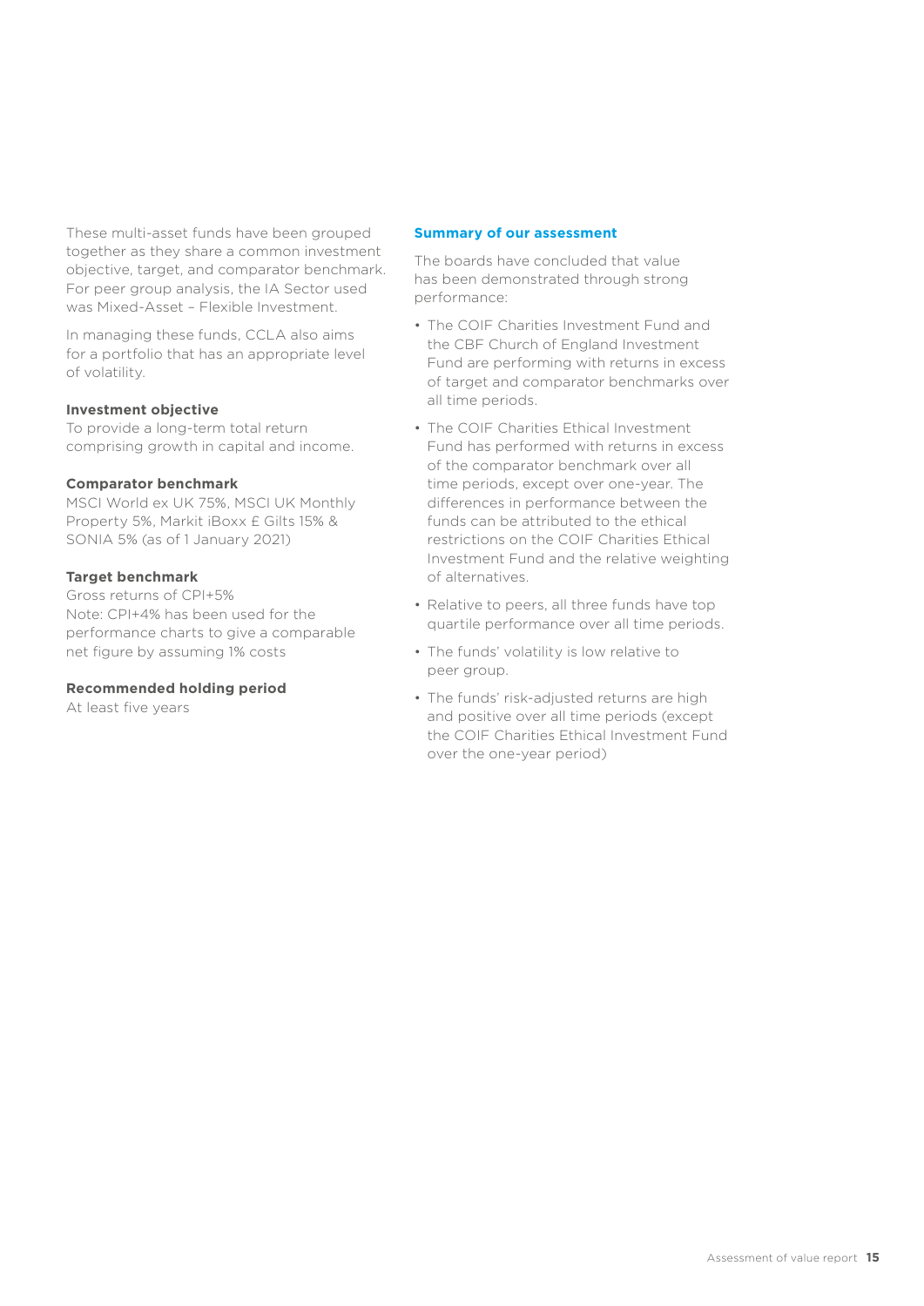These multi-asset funds have been grouped together as they share a common investment objective, target, and comparator benchmark. For peer group analysis, the IA Sector used was Mixed-Asset – Flexible Investment.

In managing these funds, CCLA also aims for a portfolio that has an appropriate level of volatility.

**Investment objective**
To provide a long-term total return comprising growth in capital and income.

**Comparator benchmark**
MSCI World ex UK 75%, MSCI UK Monthly Property 5%, Markit iBoxx £ Gilts 15% & SONIA 5% (as of 1 January 2021)

**Target benchmark**
Gross returns of CPI+5%
Note: CPI+4% has been used for the performance charts to give a comparable net figure by assuming 1% costs

**Recommended holding period**
At least five years

### Summary of our assessment

The boards have concluded that value has been demonstrated through strong performance:

- The COIF Charities Investment Fund and the CBF Church of England Investment Fund are performing with returns in excess of target and comparator benchmarks over all time periods.
- The COIF Charities Ethical Investment Fund has performed with returns in excess of the comparator benchmark over all time periods, except over one-year. The differences in performance between the funds can be attributed to the ethical restrictions on the COIF Charities Ethical Investment Fund and the relative weighting of alternatives.
- Relative to peers, all three funds have top quartile performance over all time periods.
- The funds' volatility is low relative to peer group.
- The funds' risk-adjusted returns are high and positive over all time periods (except the COIF Charities Ethical Investment Fund over the one-year period)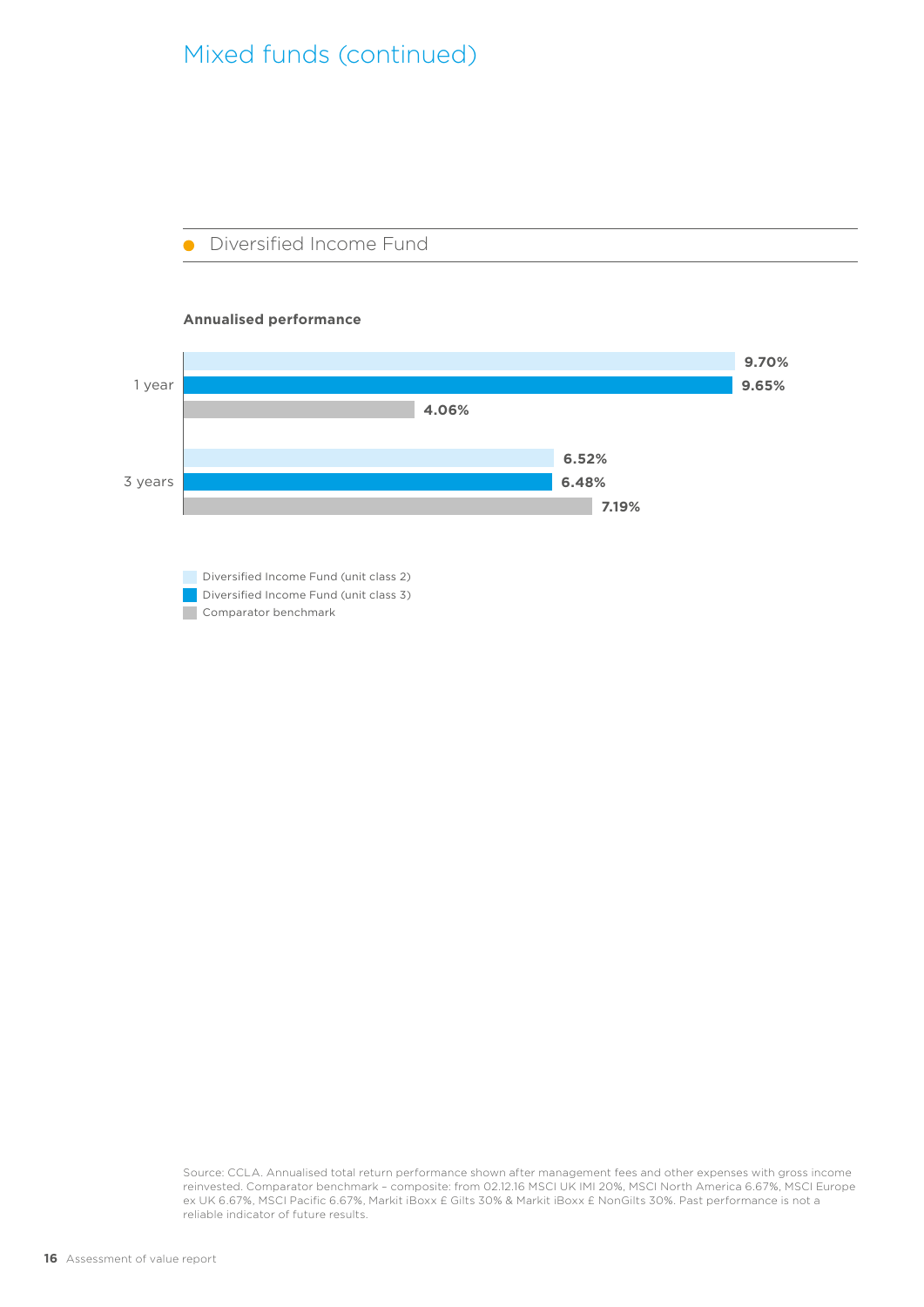# Mixed funds (continued)

## Diversified Income Fund

**Annualised performance**

| | Diversified Income Fund (unit class 2) | Diversified Income Fund (unit class 3) | Comparator benchmark |
|---|---|---|---|
| 1 year | 9.70% | 9.65% | 4.06% |
| 3 years | 6.52% | 6.48% | 7.19% |

Source: CCLA. Annualised total return performance shown after management fees and other expenses with gross income reinvested. Comparator benchmark – composite: from 02.12.16 MSCI UK IMI 20%, MSCI North America 6.67%, MSCI Europe ex UK 6.67%, MSCI Pacific 6.67%, Markit iBoxx £ Gilts 30% & Markit iBoxx £ NonGilts 30%. Past performance is not a reliable indicator of future results.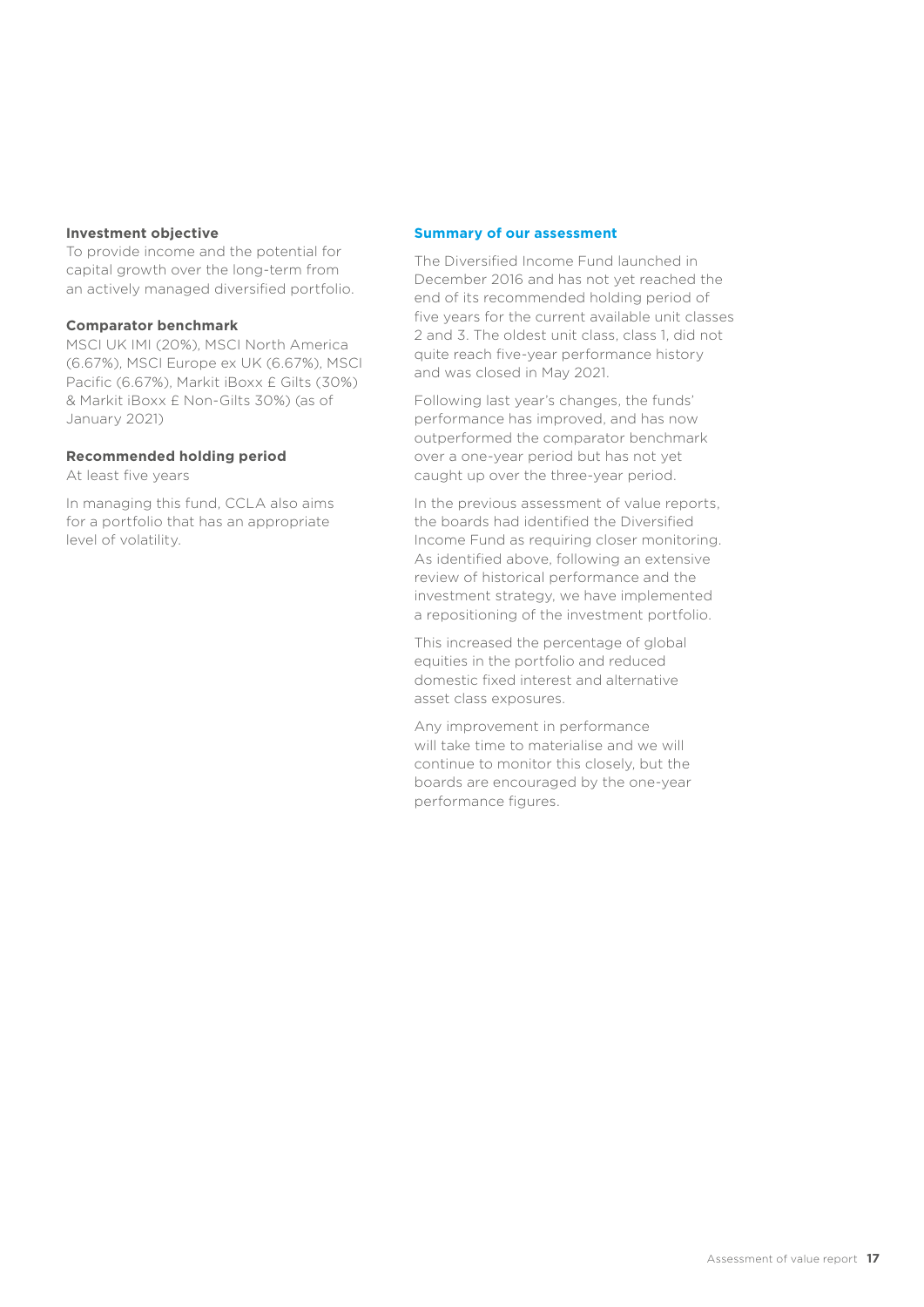**Investment objective**

To provide income and the potential for capital growth over the long-term from an actively managed diversified portfolio.

**Comparator benchmark**

MSCI UK IMI (20%), MSCI North America (6.67%), MSCI Europe ex UK (6.67%), MSCI Pacific (6.67%), Markit iBoxx £ Gilts (30%) & Markit iBoxx £ Non-Gilts 30%) (as of January 2021)

**Recommended holding period**

At least five years

In managing this fund, CCLA also aims for a portfolio that has an appropriate level of volatility.

**Summary of our assessment**

The Diversified Income Fund launched in December 2016 and has not yet reached the end of its recommended holding period of five years for the current available unit classes 2 and 3. The oldest unit class, class 1, did not quite reach five-year performance history and was closed in May 2021.

Following last year's changes, the funds' performance has improved, and has now outperformed the comparator benchmark over a one-year period but has not yet caught up over the three-year period.

In the previous assessment of value reports, the boards had identified the Diversified Income Fund as requiring closer monitoring. As identified above, following an extensive review of historical performance and the investment strategy, we have implemented a repositioning of the investment portfolio.

This increased the percentage of global equities in the portfolio and reduced domestic fixed interest and alternative asset class exposures.

Any improvement in performance will take time to materialise and we will continue to monitor this closely, but the boards are encouraged by the one-year performance figures.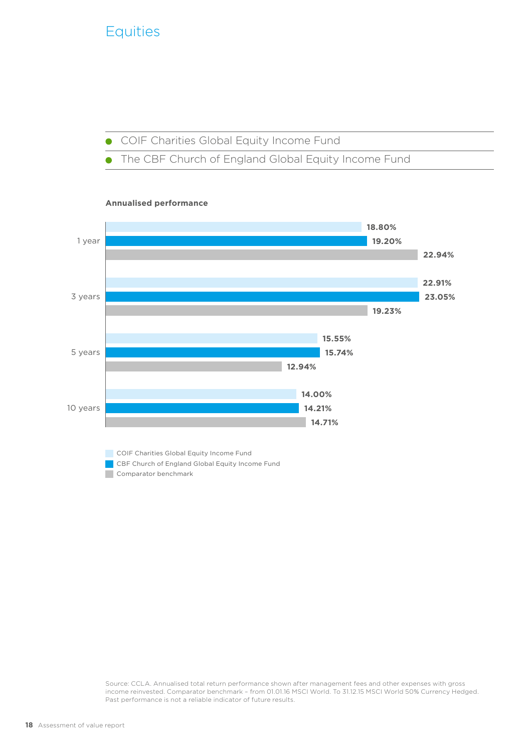# Equities

- COIF Charities Global Equity Income Fund
- The CBF Church of England Global Equity Income Fund

**Annualised performance**

| | COIF Charities Global Equity Income Fund | CBF Church of England Global Equity Income Fund | Comparator benchmark |
|---|---|---|---|
| 1 year | 18.80% | 19.20% | 22.94% |
| 3 years | 22.91% | 23.05% | 19.23% |
| 5 years | 15.55% | 15.74% | 12.94% |
| 10 years | 14.00% | 14.21% | 14.71% |

Source: CCLA. Annualised total return performance shown after management fees and other expenses with gross income reinvested. Comparator benchmark – from 01.01.16 MSCI World. To 31.12.15 MSCI World 50% Currency Hedged. Past performance is not a reliable indicator of future results.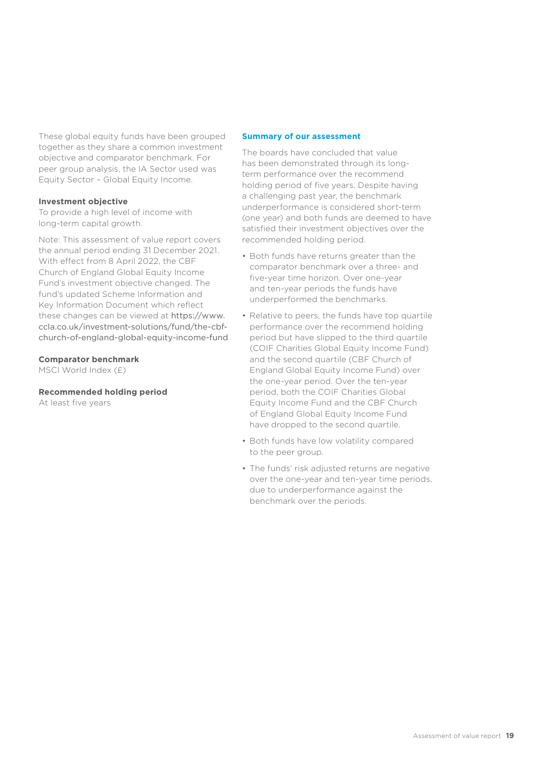These global equity funds have been grouped together as they share a common investment objective and comparator benchmark. For peer group analysis, the IA Sector used was Equity Sector – Global Equity Income.

**Investment objective**
To provide a high level of income with long-term capital growth.

Note: This assessment of value report covers the annual period ending 31 December 2021. With effect from 8 April 2022, the CBF Church of England Global Equity Income Fund's investment objective changed. The fund's updated Scheme Information and Key Information Document which reflect these changes can be viewed at https://www.ccla.co.uk/investment-solutions/fund/the-cbf-church-of-england-global-equity-income-fund

**Comparator benchmark**
MSCI World Index (£)

**Recommended holding period**
At least five years

### Summary of our assessment

The boards have concluded that value has been demonstrated through its long-term performance over the recommend holding period of five years. Despite having a challenging past year, the benchmark underperformance is considered short-term (one year) and both funds are deemed to have satisfied their investment objectives over the recommended holding period.

- Both funds have returns greater than the comparator benchmark over a three- and five-year time horizon. Over one-year and ten-year periods the funds have underperformed the benchmarks.
- Relative to peers, the funds have top quartile performance over the recommend holding period but have slipped to the third quartile (COIF Charities Global Equity Income Fund) and the second quartile (CBF Church of England Global Equity Income Fund) over the one-year period. Over the ten-year period, both the COIF Charities Global Equity Income Fund and the CBF Church of England Global Equity Income Fund have dropped to the second quartile.
- Both funds have low volatility compared to the peer group.
- The funds' risk adjusted returns are negative over the one-year and ten-year time periods, due to underperformance against the benchmark over the periods.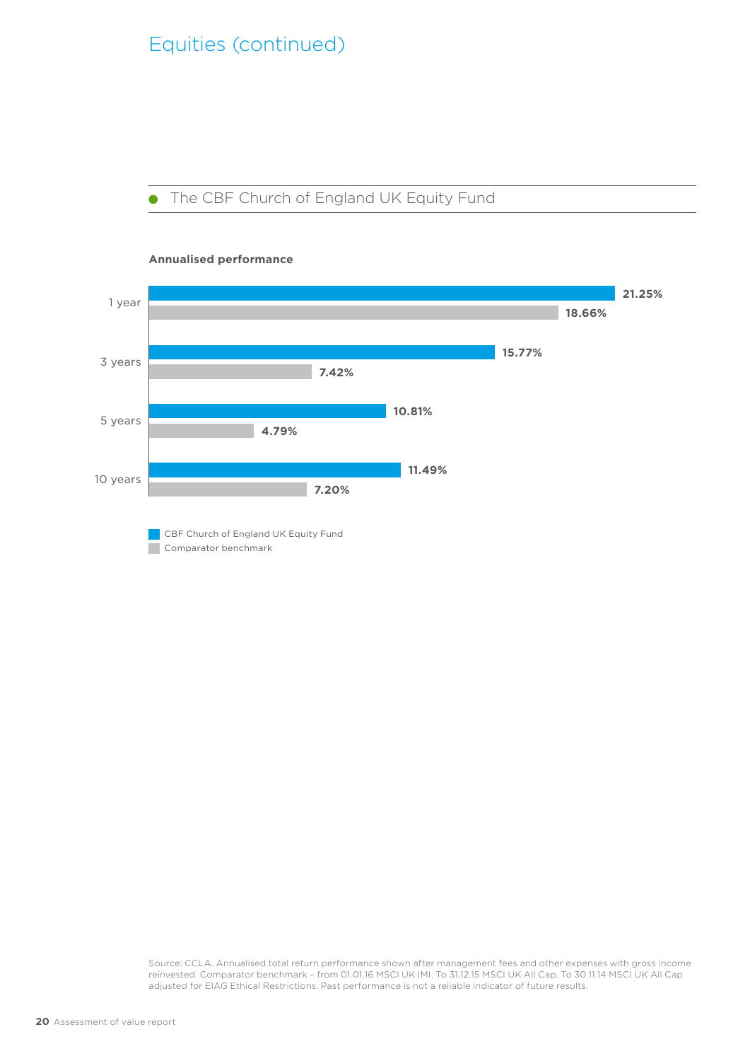# Equities (continued)

## The CBF Church of England UK Equity Fund

**Annualised performance**

| | CBF Church of England UK Equity Fund | Comparator benchmark |
|---|---|---|
| 1 year | 21.25% | 18.66% |
| 3 years | 15.77% | 7.42% |
| 5 years | 10.81% | 4.79% |
| 10 years | 11.49% | 7.20% |

Source: CCLA. Annualised total return performance shown after management fees and other expenses with gross income reinvested. Comparator benchmark – from 01.01.16 MSCI UK IMI. To 31.12.15 MSCI UK All Cap. To 30.11.14 MSCI UK All Cap adjusted for EIAG Ethical Restrictions. Past performance is not a reliable indicator of future results.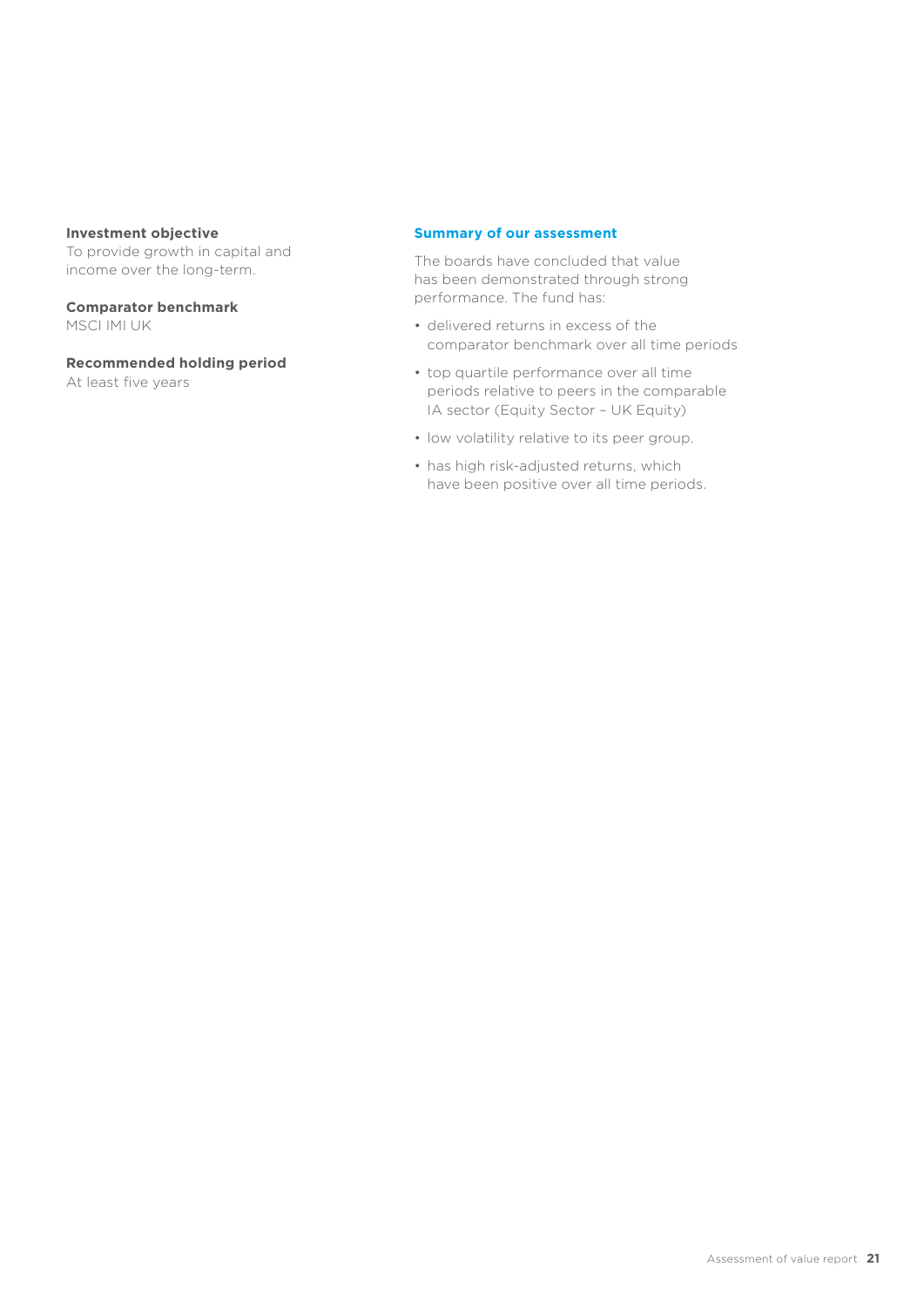**Investment objective**
To provide growth in capital and income over the long-term.

**Comparator benchmark**
MSCI IMI UK

**Recommended holding period**
At least five years

### Summary of our assessment

The boards have concluded that value has been demonstrated through strong performance. The fund has:

- delivered returns in excess of the comparator benchmark over all time periods
- top quartile performance over all time periods relative to peers in the comparable IA sector (Equity Sector – UK Equity)
- low volatility relative to its peer group.
- has high risk-adjusted returns, which have been positive over all time periods.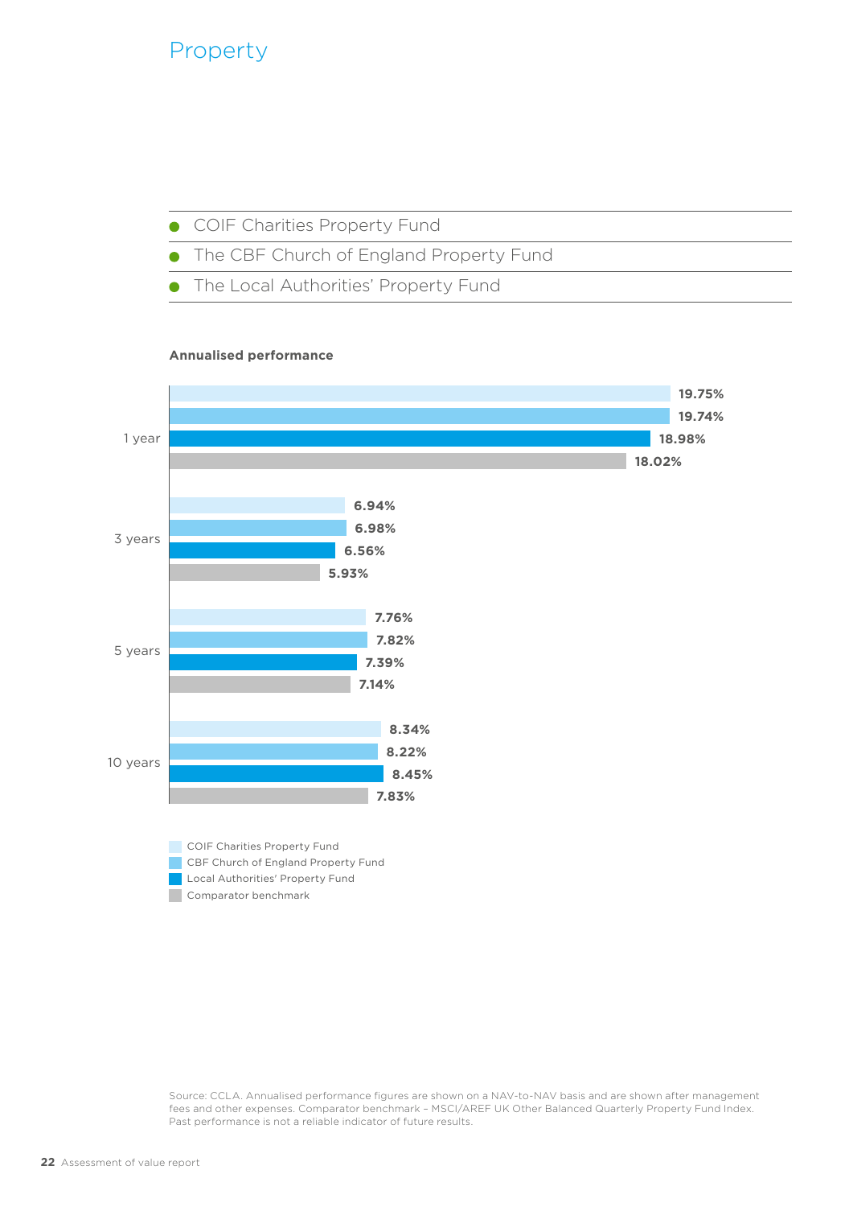# Property

- COIF Charities Property Fund
- The CBF Church of England Property Fund
- The Local Authorities' Property Fund

**Annualised performance**

| | COIF Charities Property Fund | CBF Church of England Property Fund | Local Authorities' Property Fund | Comparator benchmark |
|---|---|---|---|---|
| 1 year | 19.75% | 19.74% | 18.98% | 18.02% |
| 3 years | 6.94% | 6.98% | 6.56% | 5.93% |
| 5 years | 7.76% | 7.82% | 7.39% | 7.14% |
| 10 years | 8.34% | 8.22% | 8.45% | 7.83% |

Source: CCLA. Annualised performance figures are shown on a NAV-to-NAV basis and are shown after management fees and other expenses. Comparator benchmark – MSCI/AREF UK Other Balanced Quarterly Property Fund Index. Past performance is not a reliable indicator of future results.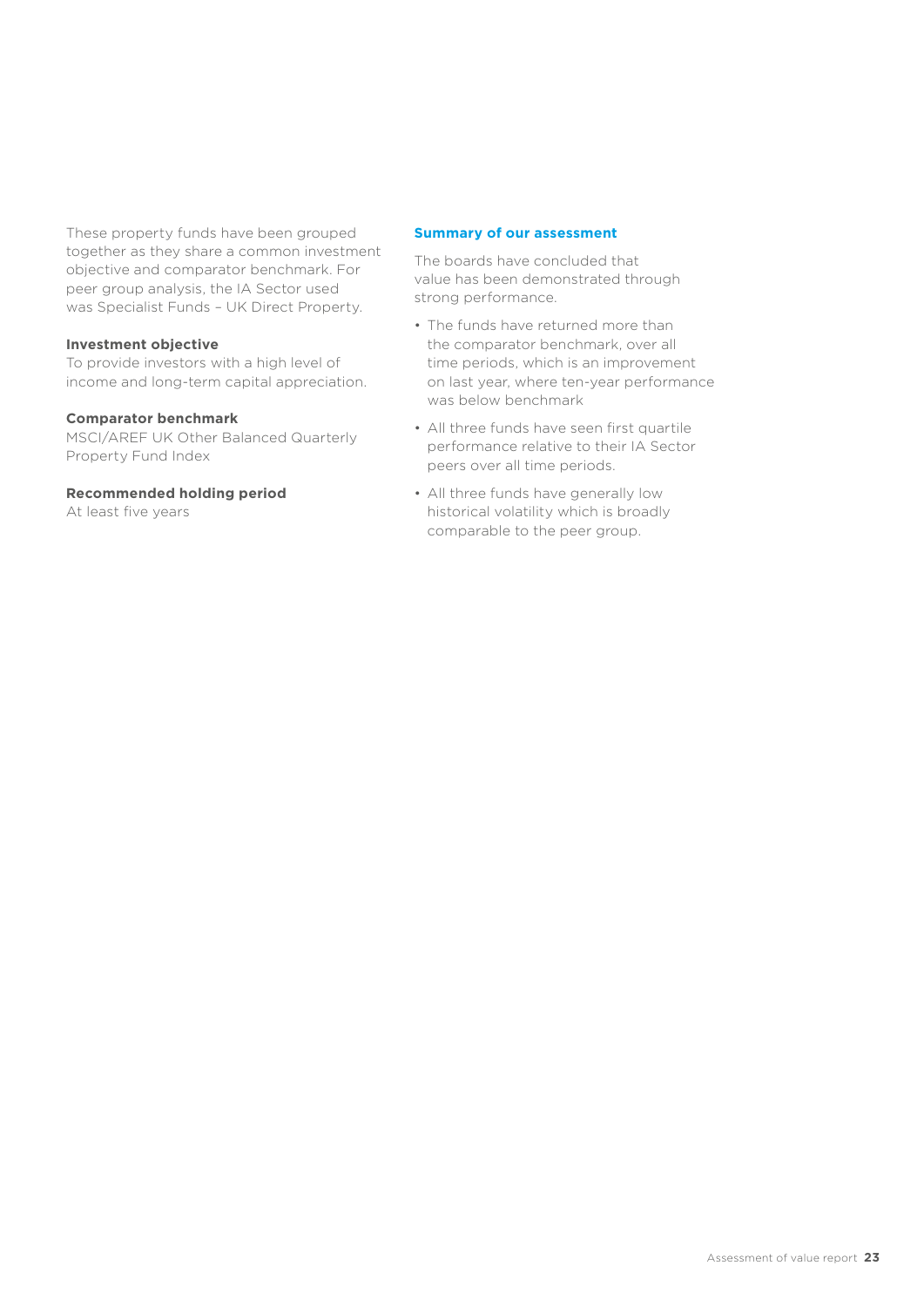These property funds have been grouped together as they share a common investment objective and comparator benchmark. For peer group analysis, the IA Sector used was Specialist Funds – UK Direct Property.

**Investment objective**
To provide investors with a high level of income and long-term capital appreciation.

**Comparator benchmark**
MSCI/AREF UK Other Balanced Quarterly Property Fund Index

**Recommended holding period**
At least five years

### Summary of our assessment

The boards have concluded that value has been demonstrated through strong performance.

- The funds have returned more than the comparator benchmark, over all time periods, which is an improvement on last year, where ten-year performance was below benchmark
- All three funds have seen first quartile performance relative to their IA Sector peers over all time periods.
- All three funds have generally low historical volatility which is broadly comparable to the peer group.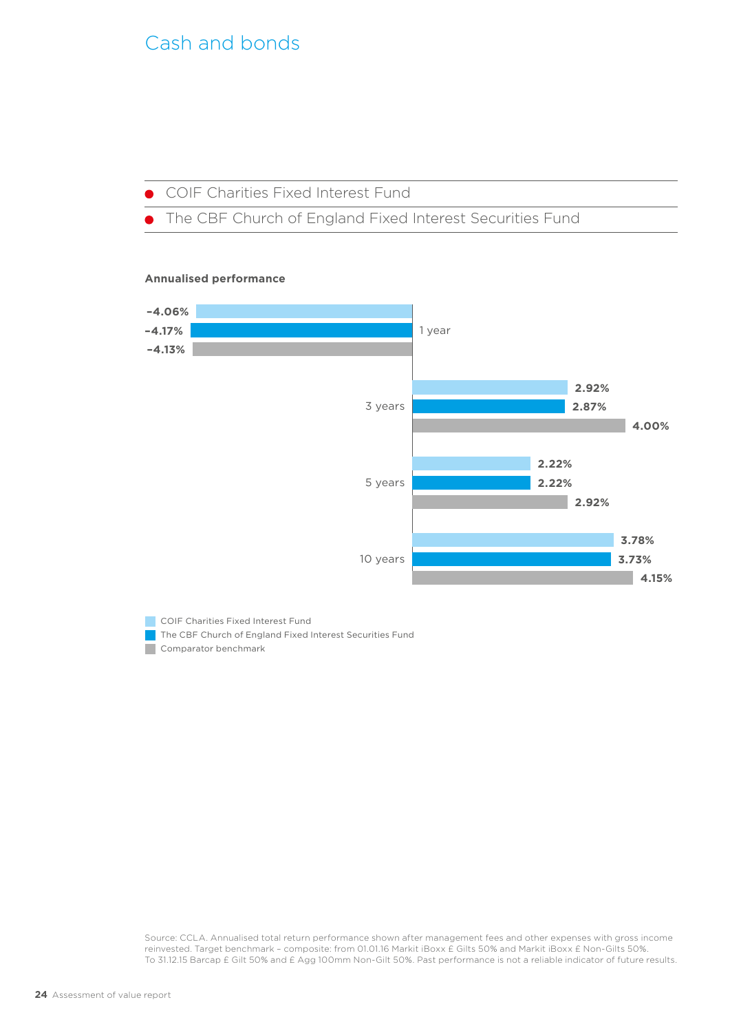# Cash and bonds

- COIF Charities Fixed Interest Fund
- The CBF Church of England Fixed Interest Securities Fund

**Annualised performance**

| | COIF Charities Fixed Interest Fund | The CBF Church of England Fixed Interest Securities Fund | Comparator benchmark |
|---|---|---|---|
| 1 year | -4.06% | -4.17% | -4.13% |
| 3 years | 2.92% | 2.87% | 4.00% |
| 5 years | 2.22% | 2.22% | 2.92% |
| 10 years | 3.78% | 3.73% | 4.15% |

Source: CCLA. Annualised total return performance shown after management fees and other expenses with gross income reinvested. Target benchmark – composite: from 01.01.16 Markit iBoxx £ Gilts 50% and Markit iBoxx £ Non-Gilts 50%. To 31.12.15 Barcap £ Gilt 50% and £ Agg 100mm Non-Gilt 50%. Past performance is not a reliable indicator of future results.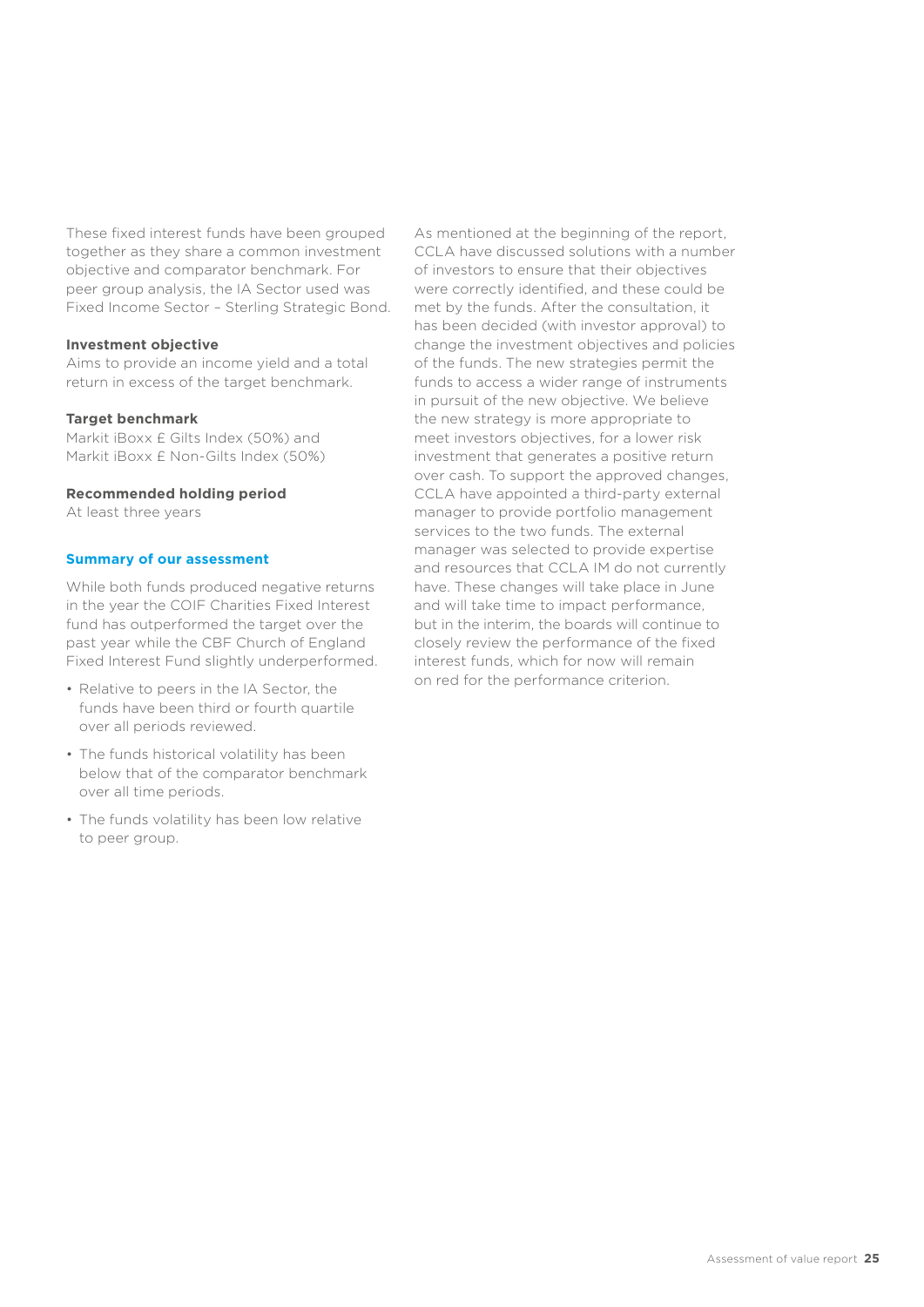These fixed interest funds have been grouped together as they share a common investment objective and comparator benchmark. For peer group analysis, the IA Sector used was Fixed Income Sector – Sterling Strategic Bond.

**Investment objective**

Aims to provide an income yield and a total return in excess of the target benchmark.

**Target benchmark**

Markit iBoxx £ Gilts Index (50%) and Markit iBoxx £ Non-Gilts Index (50%)

**Recommended holding period**

At least three years

### Summary of our assessment

While both funds produced negative returns in the year the COIF Charities Fixed Interest fund has outperformed the target over the past year while the CBF Church of England Fixed Interest Fund slightly underperformed.

- Relative to peers in the IA Sector, the funds have been third or fourth quartile over all periods reviewed.
- The funds historical volatility has been below that of the comparator benchmark over all time periods.
- The funds volatility has been low relative to peer group.

As mentioned at the beginning of the report, CCLA have discussed solutions with a number of investors to ensure that their objectives were correctly identified, and these could be met by the funds. After the consultation, it has been decided (with investor approval) to change the investment objectives and policies of the funds. The new strategies permit the funds to access a wider range of instruments in pursuit of the new objective. We believe the new strategy is more appropriate to meet investors objectives, for a lower risk investment that generates a positive return over cash. To support the approved changes, CCLA have appointed a third-party external manager to provide portfolio management services to the two funds. The external manager was selected to provide expertise and resources that CCLA IM do not currently have. These changes will take place in June and will take time to impact performance, but in the interim, the boards will continue to closely review the performance of the fixed interest funds, which for now will remain on red for the performance criterion.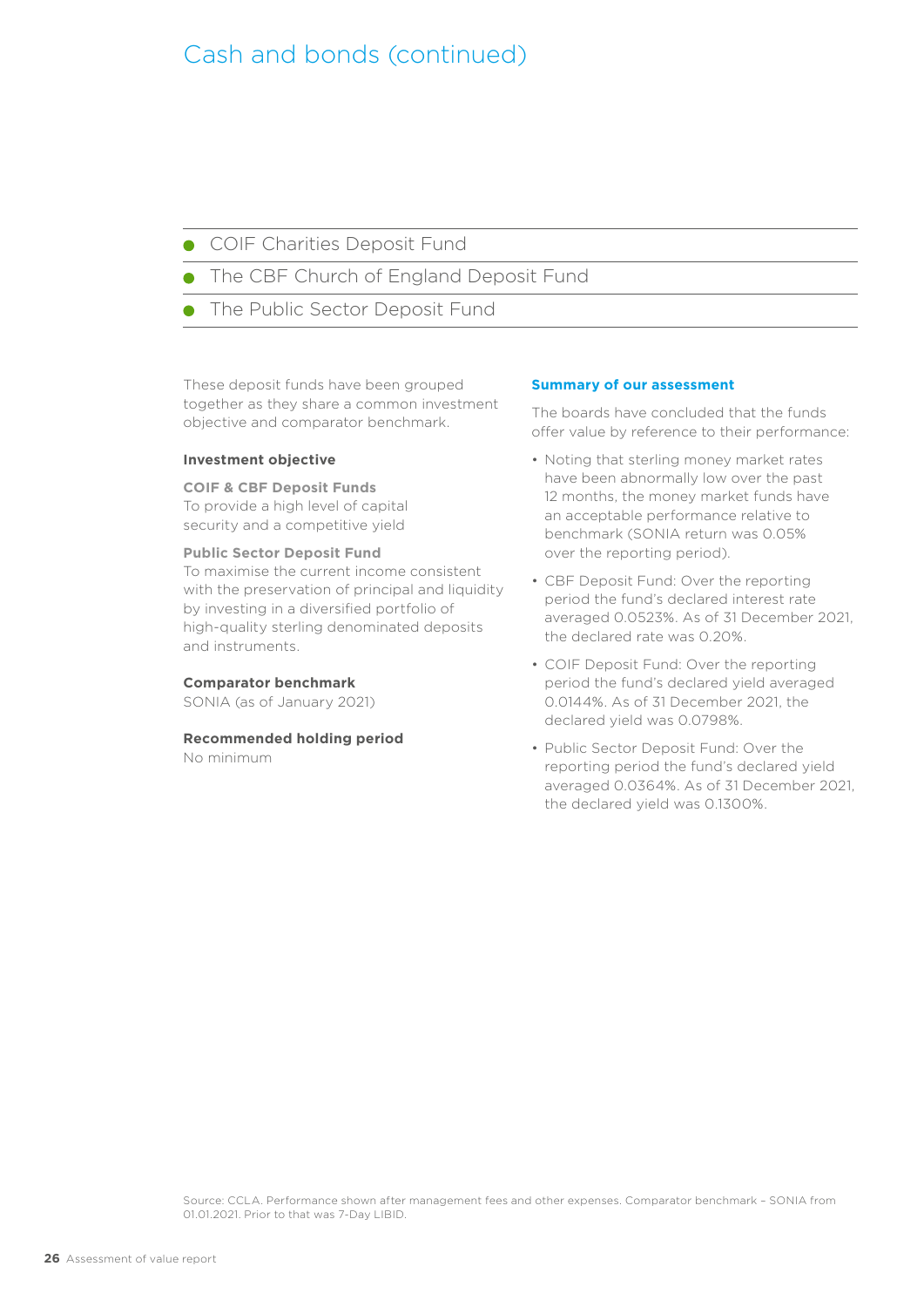# Cash and bonds (continued)

- COIF Charities Deposit Fund
- The CBF Church of England Deposit Fund
- The Public Sector Deposit Fund

These deposit funds have been grouped together as they share a common investment objective and comparator benchmark.

**Investment objective**

**COIF & CBF Deposit Funds**
To provide a high level of capital security and a competitive yield

**Public Sector Deposit Fund**
To maximise the current income consistent with the preservation of principal and liquidity by investing in a diversified portfolio of high-quality sterling denominated deposits and instruments.

**Comparator benchmark**
SONIA (as of January 2021)

**Recommended holding period**
No minimum

**Summary of our assessment**

The boards have concluded that the funds offer value by reference to their performance:

- Noting that sterling money market rates have been abnormally low over the past 12 months, the money market funds have an acceptable performance relative to benchmark (SONIA return was 0.05% over the reporting period).
- CBF Deposit Fund: Over the reporting period the fund's declared interest rate averaged 0.0523%. As of 31 December 2021, the declared rate was 0.20%.
- COIF Deposit Fund: Over the reporting period the fund's declared yield averaged 0.0144%. As of 31 December 2021, the declared yield was 0.0798%.
- Public Sector Deposit Fund: Over the reporting period the fund's declared yield averaged 0.0364%. As of 31 December 2021, the declared yield was 0.1300%.

Source: CCLA. Performance shown after management fees and other expenses. Comparator benchmark – SONIA from 01.01.2021. Prior to that was 7-Day LIBID.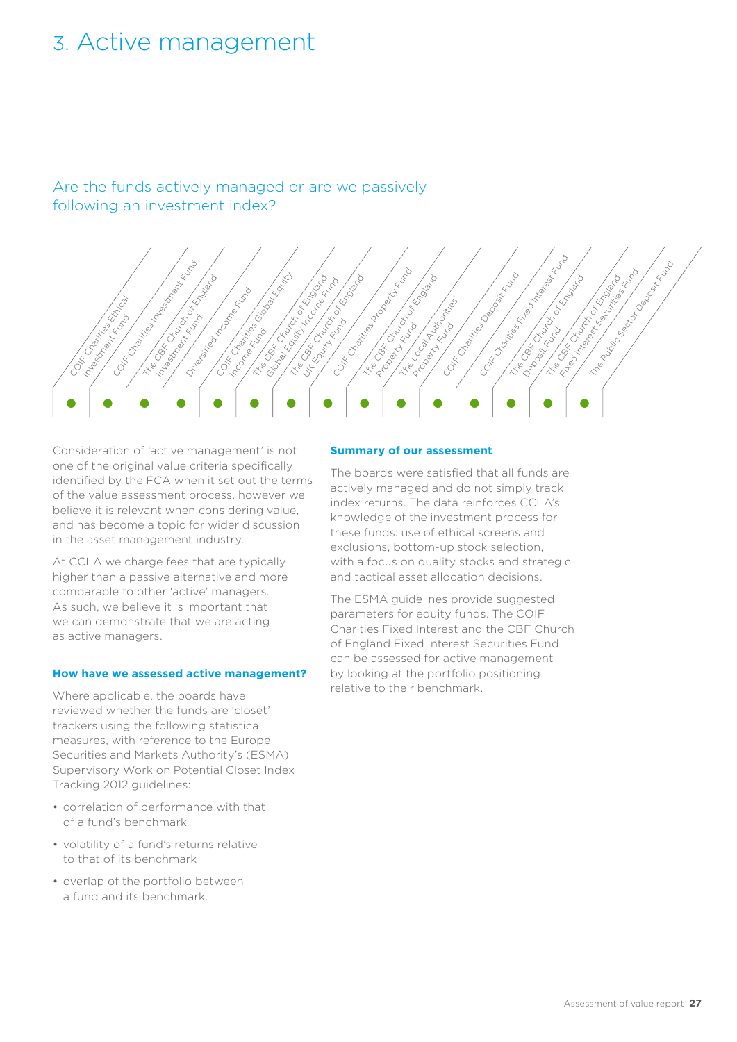# 3. Active management

## Are the funds actively managed or are we passively following an investment index?

| COIF Charities Ethical Investment Fund | COIF Charities Investment Fund | The CBF Church of England Investment Fund | Diversified Income Fund | COIF Charities Global Equity Income Fund | The CBF Church of England Global Equity Income Fund | The CBF Church of England UK Equity Fund | COIF Charities Property Fund | The CBF Church of England Property Fund | The Local Authorities' Property Fund | COIF Charities Deposit Fund | COIF Charities Fixed Interest Fund | The CBF Church of England Deposit Fund | The CBF Church of England Fixed Interest Securities Fund | The Public Sector Deposit Fund |
|---|---|---|---|---|---|---|---|---|---|---|---|---|---|---|
| ● | ● | ● | ● | ● | ● | ● | ● | ● | ● | ● | ● | ● | ● | ● |

Consideration of 'active management' is not one of the original value criteria specifically identified by the FCA when it set out the terms of the value assessment process, however we believe it is relevant when considering value, and has become a topic for wider discussion in the asset management industry.

At CCLA we charge fees that are typically higher than a passive alternative and more comparable to other 'active' managers. As such, we believe it is important that we can demonstrate that we are acting as active managers.

**How have we assessed active management?**

Where applicable, the boards have reviewed whether the funds are 'closet' trackers using the following statistical measures, with reference to the Europe Securities and Markets Authority's (ESMA) Supervisory Work on Potential Closet Index Tracking 2012 guidelines:

- correlation of performance with that of a fund's benchmark
- volatility of a fund's returns relative to that of its benchmark
- overlap of the portfolio between a fund and its benchmark.

**Summary of our assessment**

The boards were satisfied that all funds are actively managed and do not simply track index returns. The data reinforces CCLA's knowledge of the investment process for these funds: use of ethical screens and exclusions, bottom-up stock selection, with a focus on quality stocks and strategic and tactical asset allocation decisions.

The ESMA guidelines provide suggested parameters for equity funds. The COIF Charities Fixed Interest and the CBF Church of England Fixed Interest Securities Fund can be assessed for active management by looking at the portfolio positioning relative to their benchmark.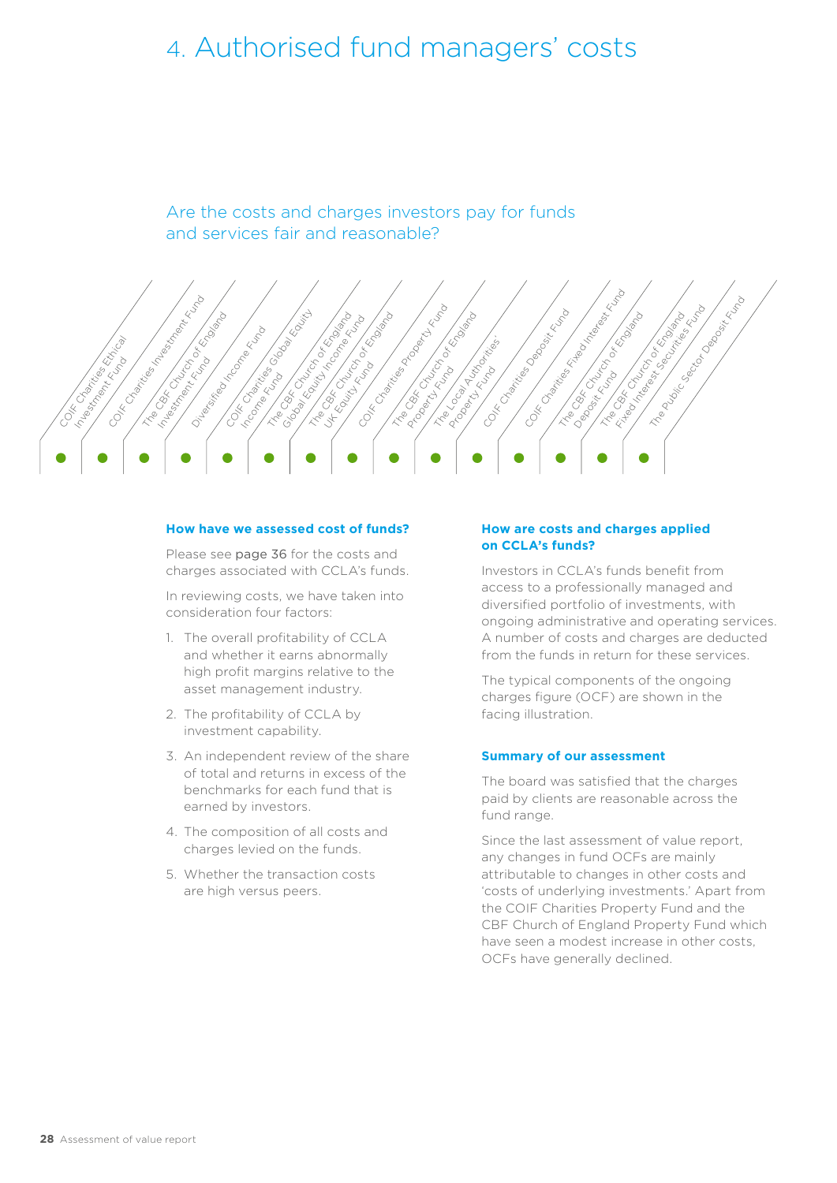# 4. Authorised fund managers' costs

## Are the costs and charges investors pay for funds and services fair and reasonable?

| COIF Charities Ethical Investment Fund | COIF Charities Investment Fund | The CBF Church of England Investment Fund | Diversified Income Fund | COIF Charities Global Equity Income Fund | The CBF Church of England Global Equity Income Fund | The CBF Church of England UK Equity Fund | COIF Charities Property Fund | The CBF Church of England Property Fund | The Local Authorities' Property Fund | COIF Charities Deposit Fund | COIF Charities Fixed Interest Fund | The CBF Church of England Deposit Fund | The CBF Church of England Fixed Interest Securities Fund | The Public Sector Deposit Fund |
|---|---|---|---|---|---|---|---|---|---|---|---|---|---|---|
| ● | ● | ● | ● | ● | ● | ● | ● | ● | ● | ● | ● | ● | ● | ● |

**How have we assessed cost of funds?**

Please see page 36 for the costs and charges associated with CCLA's funds.

In reviewing costs, we have taken into consideration four factors:

1. The overall profitability of CCLA and whether it earns abnormally high profit margins relative to the asset management industry.
2. The profitability of CCLA by investment capability.
3. An independent review of the share of total and returns in excess of the benchmarks for each fund that is earned by investors.
4. The composition of all costs and charges levied on the funds.
5. Whether the transaction costs are high versus peers.

**How are costs and charges applied on CCLA's funds?**

Investors in CCLA's funds benefit from access to a professionally managed and diversified portfolio of investments, with ongoing administrative and operating services. A number of costs and charges are deducted from the funds in return for these services.

The typical components of the ongoing charges figure (OCF) are shown in the facing illustration.

**Summary of our assessment**

The board was satisfied that the charges paid by clients are reasonable across the fund range.

Since the last assessment of value report, any changes in fund OCFs are mainly attributable to changes in other costs and 'costs of underlying investments.' Apart from the COIF Charities Property Fund and the CBF Church of England Property Fund which have seen a modest increase in other costs, OCFs have generally declined.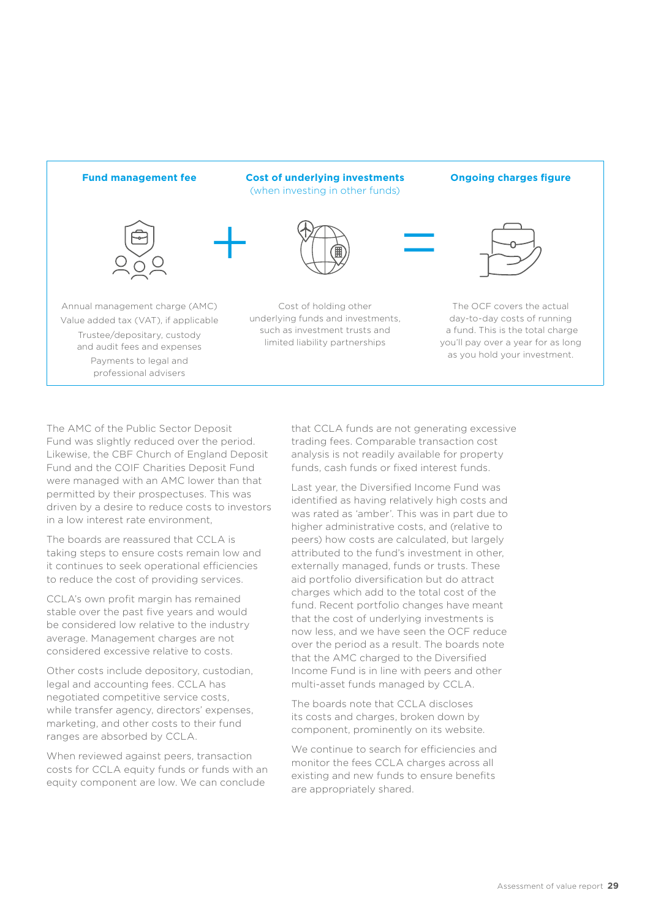**Fund management fee** + **Cost of underlying investments** (when investing in other funds) = **Ongoing charges figure**

| Fund management fee | Cost of underlying investments (when investing in other funds) | Ongoing charges figure |
|---|---|---|
| Annual management charge (AMC)<br>Value added tax (VAT), if applicable<br>Trustee/depositary, custody and audit fees and expenses<br>Payments to legal and professional advisers | Cost of holding other underlying funds and investments, such as investment trusts and limited liability partnerships | The OCF covers the actual day-to-day costs of running a fund. This is the total charge you'll pay over a year for as long as you hold your investment. |

The AMC of the Public Sector Deposit Fund was slightly reduced over the period. Likewise, the CBF Church of England Deposit Fund and the COIF Charities Deposit Fund were managed with an AMC lower than that permitted by their prospectuses. This was driven by a desire to reduce costs to investors in a low interest rate environment,

The boards are reassured that CCLA is taking steps to ensure costs remain low and it continues to seek operational efficiencies to reduce the cost of providing services.

CCLA's own profit margin has remained stable over the past five years and would be considered low relative to the industry average. Management charges are not considered excessive relative to costs.

Other costs include depository, custodian, legal and accounting fees. CCLA has negotiated competitive service costs, while transfer agency, directors' expenses, marketing, and other costs to their fund ranges are absorbed by CCLA.

When reviewed against peers, transaction costs for CCLA equity funds or funds with an equity component are low. We can conclude that CCLA funds are not generating excessive trading fees. Comparable transaction cost analysis is not readily available for property funds, cash funds or fixed interest funds.

Last year, the Diversified Income Fund was identified as having relatively high costs and was rated as 'amber'. This was in part due to higher administrative costs, and (relative to peers) how costs are calculated, but largely attributed to the fund's investment in other, externally managed, funds or trusts. These aid portfolio diversification but do attract charges which add to the total cost of the fund. Recent portfolio changes have meant that the cost of underlying investments is now less, and we have seen the OCF reduce over the period as a result. The boards note that the AMC charged to the Diversified Income Fund is in line with peers and other multi-asset funds managed by CCLA.

The boards note that CCLA discloses its costs and charges, broken down by component, prominently on its website.

We continue to search for efficiencies and monitor the fees CCLA charges across all existing and new funds to ensure benefits are appropriately shared.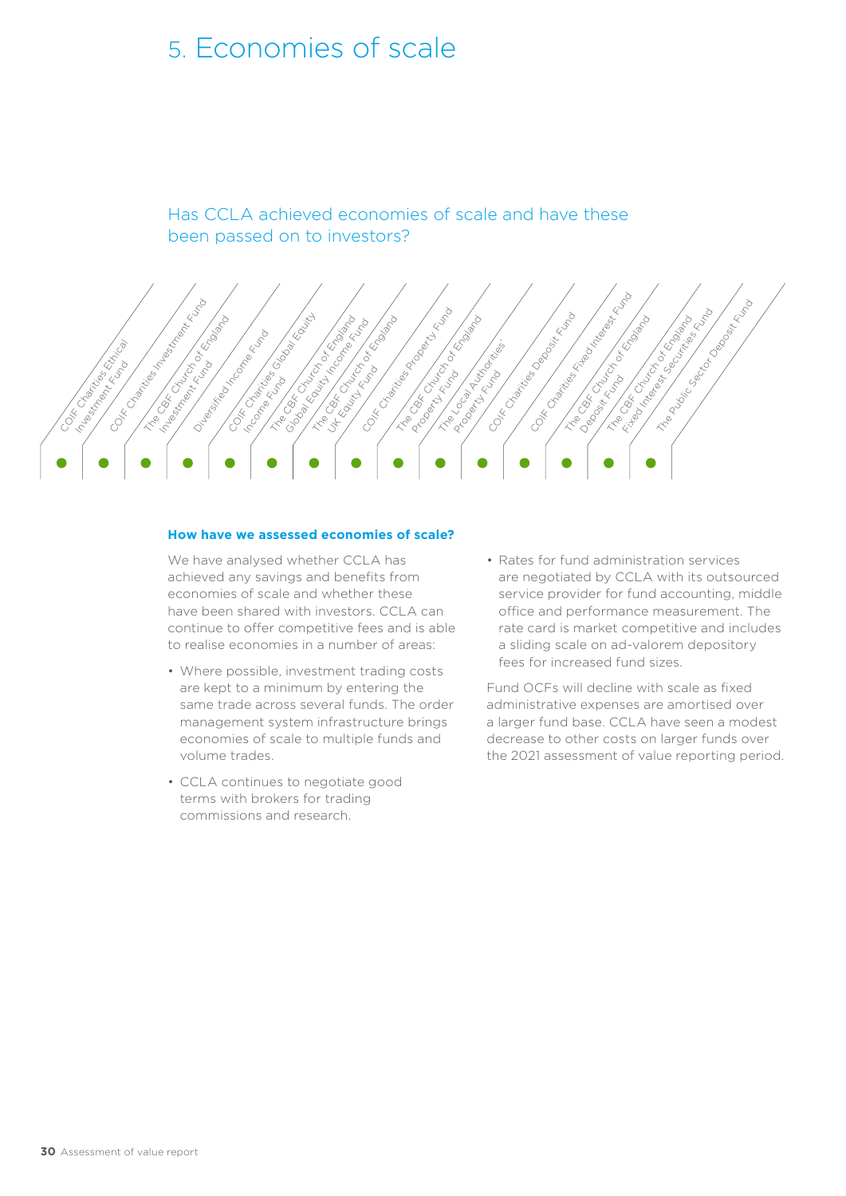# 5. Economies of scale

## Has CCLA achieved economies of scale and have these been passed on to investors?

| COIF Charities Ethical Investment Fund | COIF Charities Investment Fund | The CBF Church of England Investment Fund | Diversified Income Fund | COIF Charities Global Equity Income Fund | The CBF Church of England Global Equity Income Fund | The CBF Church of England UK Equity Fund | COIF Charities Property Fund | The CBF Church of England Property Fund | The Local Authorities' Property Fund | COIF Charities Deposit Fund | COIF Charities Fixed Interest Fund | The CBF Church of England Deposit Fund | The CBF Church of England Fixed Interest Securities Fund | The Public Sector Deposit Fund |
|---|---|---|---|---|---|---|---|---|---|---|---|---|---|---|
| ● | ● | ● | ● | ● | ● | ● | ● | ● | ● | ● | ● | ● | ● | ● |

**How have we assessed economies of scale?**

We have analysed whether CCLA has achieved any savings and benefits from economies of scale and whether these have been shared with investors. CCLA can continue to offer competitive fees and is able to realise economies in a number of areas:

- Where possible, investment trading costs are kept to a minimum by entering the same trade across several funds. The order management system infrastructure brings economies of scale to multiple funds and volume trades.
- CCLA continues to negotiate good terms with brokers for trading commissions and research.
- Rates for fund administration services are negotiated by CCLA with its outsourced service provider for fund accounting, middle office and performance measurement. The rate card is market competitive and includes a sliding scale on ad-valorem depository fees for increased fund sizes.

Fund OCFs will decline with scale as fixed administrative expenses are amortised over a larger fund base. CCLA have seen a modest decrease to other costs on larger funds over the 2021 assessment of value reporting period.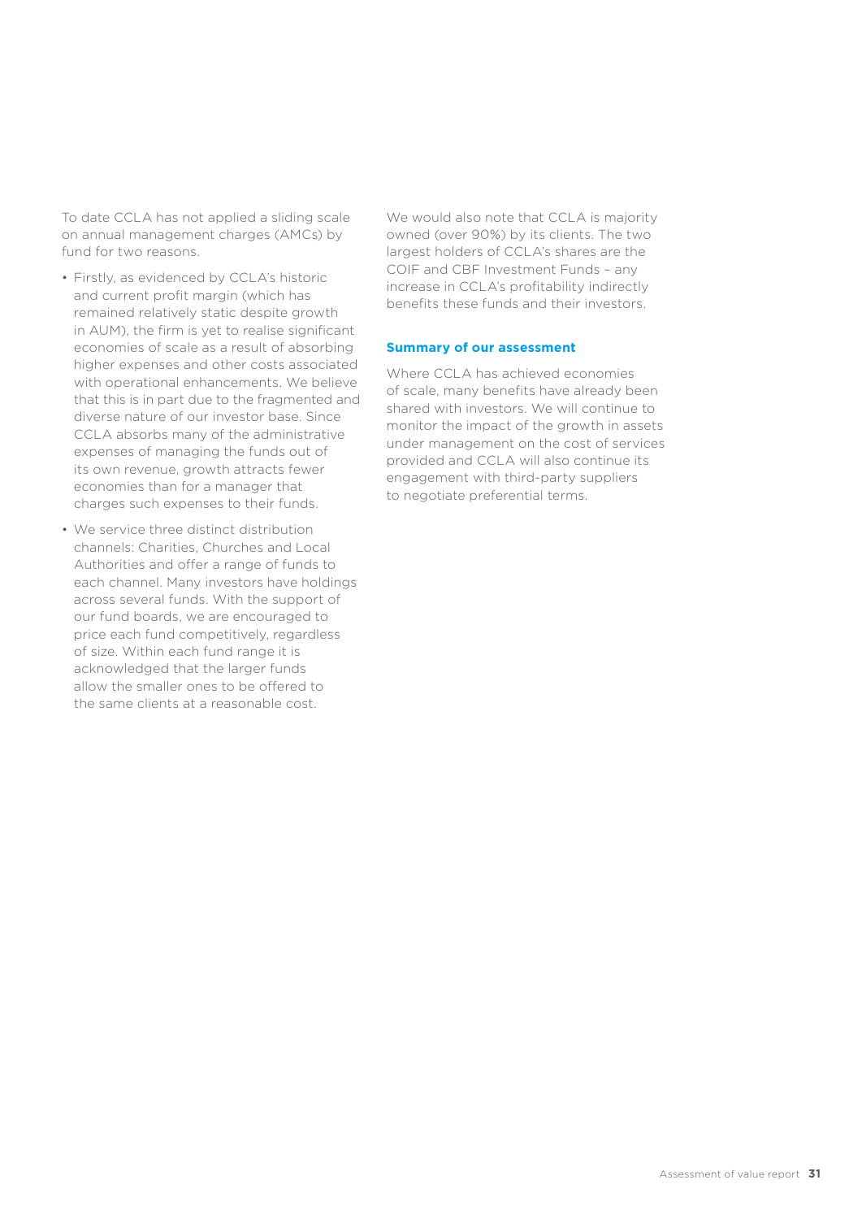To date CCLA has not applied a sliding scale on annual management charges (AMCs) by fund for two reasons.

- Firstly, as evidenced by CCLA's historic and current profit margin (which has remained relatively static despite growth in AUM), the firm is yet to realise significant economies of scale as a result of absorbing higher expenses and other costs associated with operational enhancements. We believe that this is in part due to the fragmented and diverse nature of our investor base. Since CCLA absorbs many of the administrative expenses of managing the funds out of its own revenue, growth attracts fewer economies than for a manager that charges such expenses to their funds.
- We service three distinct distribution channels: Charities, Churches and Local Authorities and offer a range of funds to each channel. Many investors have holdings across several funds. With the support of our fund boards, we are encouraged to price each fund competitively, regardless of size. Within each fund range it is acknowledged that the larger funds allow the smaller ones to be offered to the same clients at a reasonable cost.

We would also note that CCLA is majority owned (over 90%) by its clients. The two largest holders of CCLA's shares are the COIF and CBF Investment Funds – any increase in CCLA's profitability indirectly benefits these funds and their investors.

### Summary of our assessment

Where CCLA has achieved economies of scale, many benefits have already been shared with investors. We will continue to monitor the impact of the growth in assets under management on the cost of services provided and CCLA will also continue its engagement with third-party suppliers to negotiate preferential terms.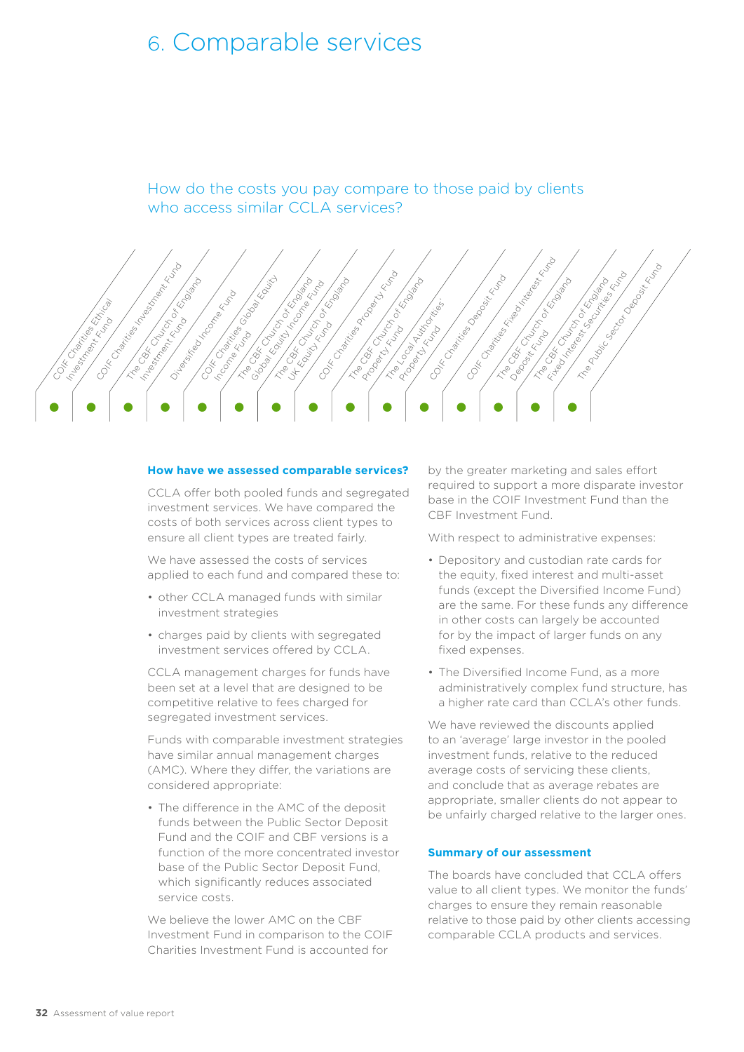# 6. Comparable services

How do the costs you pay compare to those paid by clients who access similar CCLA services?

| COIF Charities Ethical Investment Fund | COIF Charities Investment Fund | The CBF Church of England Investment Fund | Diversified Income Fund | COIF Charities Global Equity Income Fund | The CBF Church of England Global Equity Income Fund | The CBF Church of England UK Equity Fund | COIF Charities Property Fund | The CBF Church of England Property Fund | The Local Authorities' Property Fund | COIF Charities Deposit Fund | COIF Charities Fixed Interest Fund | The CBF Church of England Deposit Fund | The CBF Church of England Fixed Interest Securities Fund | The Public Sector Deposit Fund |
|---|---|---|---|---|---|---|---|---|---|---|---|---|---|---|
| ● | ● | ● | ● | ● | ● | ● | ● | ● | ● | ● | ● | ● | ● | ● |

**How have we assessed comparable services?**

CCLA offer both pooled funds and segregated investment services. We have compared the costs of both services across client types to ensure all client types are treated fairly.

We have assessed the costs of services applied to each fund and compared these to:

- other CCLA managed funds with similar investment strategies
- charges paid by clients with segregated investment services offered by CCLA.

CCLA management charges for funds have been set at a level that are designed to be competitive relative to fees charged for segregated investment services.

Funds with comparable investment strategies have similar annual management charges (AMC). Where they differ, the variations are considered appropriate:

- The difference in the AMC of the deposit funds between the Public Sector Deposit Fund and the COIF and CBF versions is a function of the more concentrated investor base of the Public Sector Deposit Fund, which significantly reduces associated service costs.

We believe the lower AMC on the CBF Investment Fund in comparison to the COIF Charities Investment Fund is accounted for by the greater marketing and sales effort required to support a more disparate investor base in the COIF Investment Fund than the CBF Investment Fund.

With respect to administrative expenses:

- Depository and custodian rate cards for the equity, fixed interest and multi-asset funds (except the Diversified Income Fund) are the same. For these funds any difference in other costs can largely be accounted for by the impact of larger funds on any fixed expenses.
- The Diversified Income Fund, as a more administratively complex fund structure, has a higher rate card than CCLA's other funds.

We have reviewed the discounts applied to an 'average' large investor in the pooled investment funds, relative to the reduced average costs of servicing these clients, and conclude that as average rebates are appropriate, smaller clients do not appear to be unfairly charged relative to the larger ones.

**Summary of our assessment**

The boards have concluded that CCLA offers value to all client types. We monitor the funds' charges to ensure they remain reasonable relative to those paid by other clients accessing comparable CCLA products and services.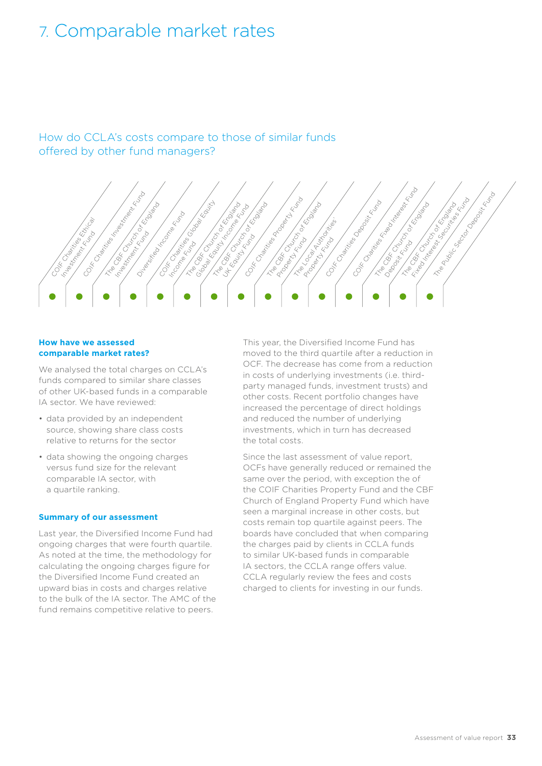# 7. Comparable market rates

## How do CCLA's costs compare to those of similar funds offered by other fund managers?

| COIF Charities Ethical Investment Fund | COIF Charities Investment Fund | The CBF Church of England Investment Fund | Diversified Income Fund | COIF Charities Global Equity Income Fund | The CBF Church of England Global Equity Income Fund | The CBF Church of England UK Equity Fund | COIF Charities Property Fund | The CBF Church of England Property Fund | The Local Authorities' Property Fund | COIF Charities Deposit Fund | COIF Charities Fixed Interest Fund | The CBF Church of England Deposit Fund | The CBF Church of England Fixed Interest Securities Fund | The Public Sector Deposit Fund |
|---|---|---|---|---|---|---|---|---|---|---|---|---|---|---|
| ● | ● | ● | ● | ● | ● | ● | ● | ● | ● | ● | ● | ● | ● | ● |

**How have we assessed comparable market rates?**

We analysed the total charges on CCLA's funds compared to similar share classes of other UK-based funds in a comparable IA sector. We have reviewed:

- data provided by an independent source, showing share class costs relative to returns for the sector
- data showing the ongoing charges versus fund size for the relevant comparable IA sector, with a quartile ranking.

**Summary of our assessment**

Last year, the Diversified Income Fund had ongoing charges that were fourth quartile. As noted at the time, the methodology for calculating the ongoing charges figure for the Diversified Income Fund created an upward bias in costs and charges relative to the bulk of the IA sector. The AMC of the fund remains competitive relative to peers.

This year, the Diversified Income Fund has moved to the third quartile after a reduction in OCF. The decrease has come from a reduction in costs of underlying investments (i.e. third-party managed funds, investment trusts) and other costs. Recent portfolio changes have increased the percentage of direct holdings and reduced the number of underlying investments, which in turn has decreased the total costs.

Since the last assessment of value report, OCFs have generally reduced or remained the same over the period, with exception the of the COIF Charities Property Fund and the CBF Church of England Property Fund which have seen a marginal increase in other costs, but costs remain top quartile against peers. The boards have concluded that when comparing the charges paid by clients in CCLA funds to similar UK-based funds in comparable IA sectors, the CCLA range offers value. CCLA regularly review the fees and costs charged to clients for investing in our funds.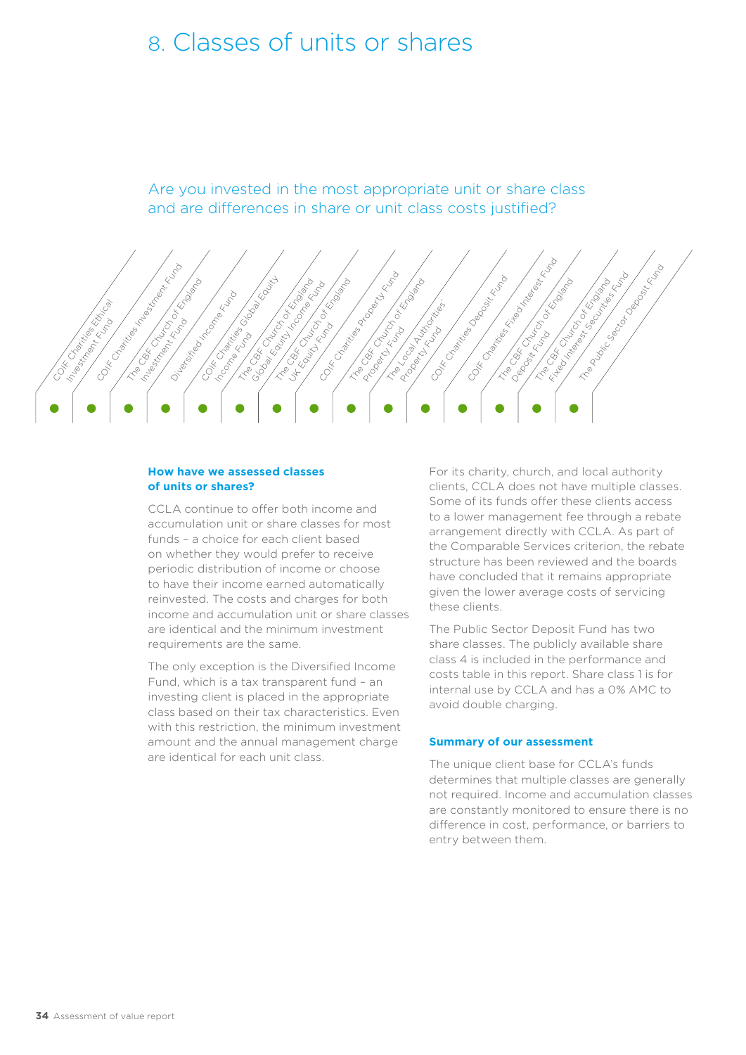# 8. Classes of units or shares

Are you invested in the most appropriate unit or share class and are differences in share or unit class costs justified?

| COIF Charities Ethical Investment Fund | COIF Charities Investment Fund | The CBF Church of England Investment Fund | Diversified Income Fund | COIF Charities Global Equity Income Fund | The CBF Church of England Global Equity Income Fund | The CBF Church of England UK Equity Fund | COIF Charities Property Fund | The CBF Church of England Property Fund | The Local Authorities' Property Fund | COIF Charities Deposit Fund | COIF Charities Fixed Interest Fund | The CBF Church of England Deposit Fund | The CBF Church of England Fixed Interest Securities Fund | The Public Sector Deposit Fund |
|---|---|---|---|---|---|---|---|---|---|---|---|---|---|---|
| ● | ● | ● | ● | ● | ● | ● | ● | ● | ● | ● | ● | ● | ● | ● |

**How have we assessed classes of units or shares?**

CCLA continue to offer both income and accumulation unit or share classes for most funds – a choice for each client based on whether they would prefer to receive periodic distribution of income or choose to have their income earned automatically reinvested. The costs and charges for both income and accumulation unit or share classes are identical and the minimum investment requirements are the same.

The only exception is the Diversified Income Fund, which is a tax transparent fund – an investing client is placed in the appropriate class based on their tax characteristics. Even with this restriction, the minimum investment amount and the annual management charge are identical for each unit class.

For its charity, church, and local authority clients, CCLA does not have multiple classes. Some of its funds offer these clients access to a lower management fee through a rebate arrangement directly with CCLA. As part of the Comparable Services criterion, the rebate structure has been reviewed and the boards have concluded that it remains appropriate given the lower average costs of servicing these clients.

The Public Sector Deposit Fund has two share classes. The publicly available share class 4 is included in the performance and costs table in this report. Share class 1 is for internal use by CCLA and has a 0% AMC to avoid double charging.

**Summary of our assessment**

The unique client base for CCLA's funds determines that multiple classes are generally not required. Income and accumulation classes are constantly monitored to ensure there is no difference in cost, performance, or barriers to entry between them.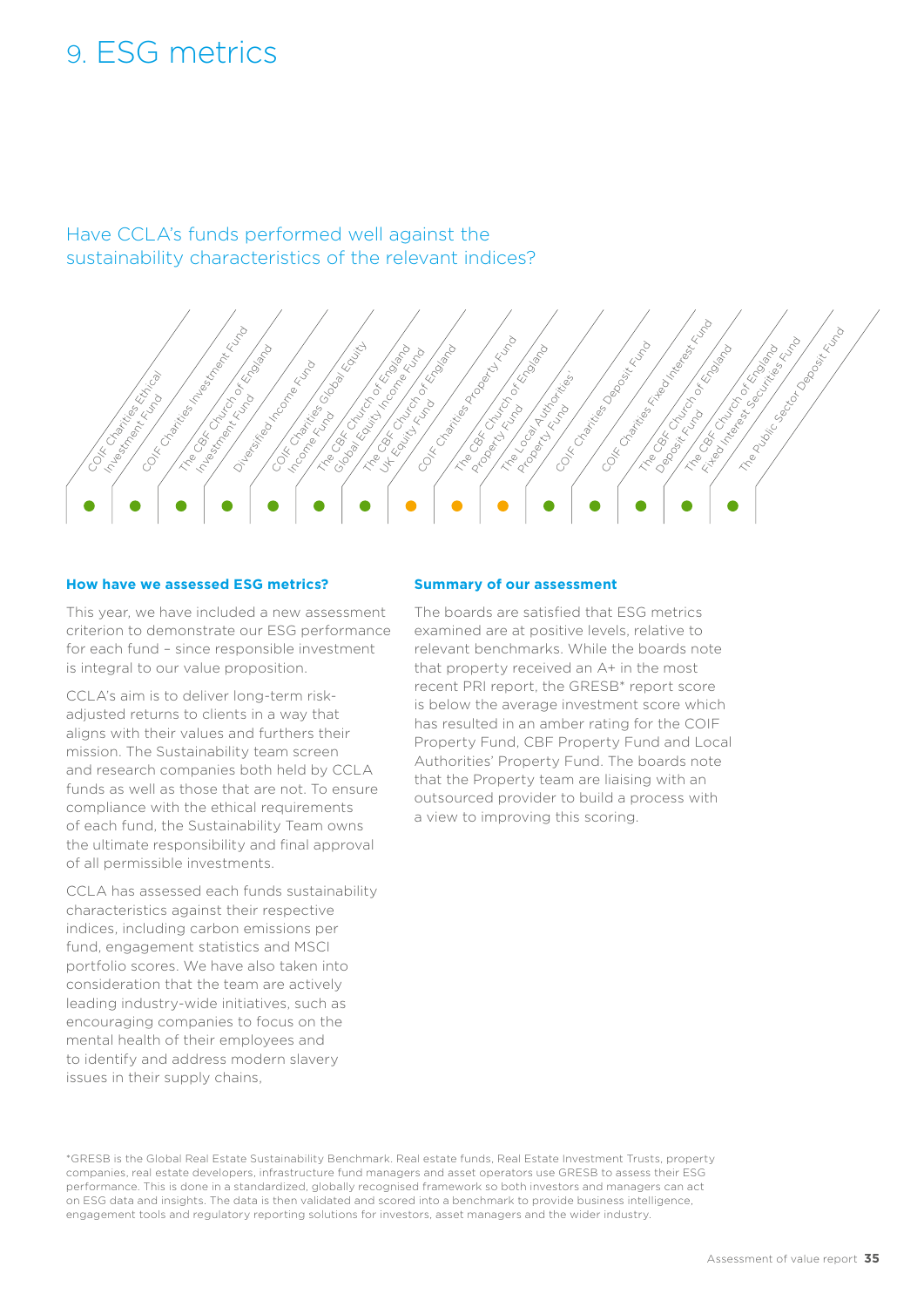# 9. ESG metrics

## Have CCLA's funds performed well against the sustainability characteristics of the relevant indices?

| Fund | Rating |
| --- | --- |
| COIF Charities Ethical Investment Fund | Green |
| COIF Charities Investment Fund | Green |
| The CBF Church of England Investment Fund | Green |
| Diversified Income Fund | Green |
| COIF Charities Global Equity Income Fund | Green |
| The CBF Church of England Global Equity Income Fund | Green |
| The CBF Church of England UK Equity Fund | Green |
| COIF Charities Property Fund | Amber |
| The CBF Church of England Property Fund | Amber |
| The Local Authorities' Property Fund | Amber |
| COIF Charities Deposit Fund | Green |
| COIF Charities Fixed Interest Fund | Green |
| The CBF Church of England Deposit Fund | Green |
| The CBF Church of England Fixed Interest Securities Fund | Green |
| The Public Sector Deposit Fund | Green |

### How have we assessed ESG metrics?

This year, we have included a new assessment criterion to demonstrate our ESG performance for each fund – since responsible investment is integral to our value proposition.

CCLA's aim is to deliver long-term risk-adjusted returns to clients in a way that aligns with their values and furthers their mission. The Sustainability team screen and research companies both held by CCLA funds as well as those that are not. To ensure compliance with the ethical requirements of each fund, the Sustainability Team owns the ultimate responsibility and final approval of all permissible investments.

CCLA has assessed each funds sustainability characteristics against their respective indices, including carbon emissions per fund, engagement statistics and MSCI portfolio scores. We have also taken into consideration that the team are actively leading industry-wide initiatives, such as encouraging companies to focus on the mental health of their employees and to identify and address modern slavery issues in their supply chains,

### Summary of our assessment

The boards are satisfied that ESG metrics examined are at positive levels, relative to relevant benchmarks. While the boards note that property received an A+ in the most recent PRI report, the GRESB* report score is below the average investment score which has resulted in an amber rating for the COIF Property Fund, CBF Property Fund and Local Authorities' Property Fund. The boards note that the Property team are liaising with an outsourced provider to build a process with a view to improving this scoring.

*GRESB is the Global Real Estate Sustainability Benchmark. Real estate funds, Real Estate Investment Trusts, property companies, real estate developers, infrastructure fund managers and asset operators use GRESB to assess their ESG performance. This is done in a standardized, globally recognised framework so both investors and managers can act on ESG data and insights. The data is then validated and scored into a benchmark to provide business intelligence, engagement tools and regulatory reporting solutions for investors, asset managers and the wider industry.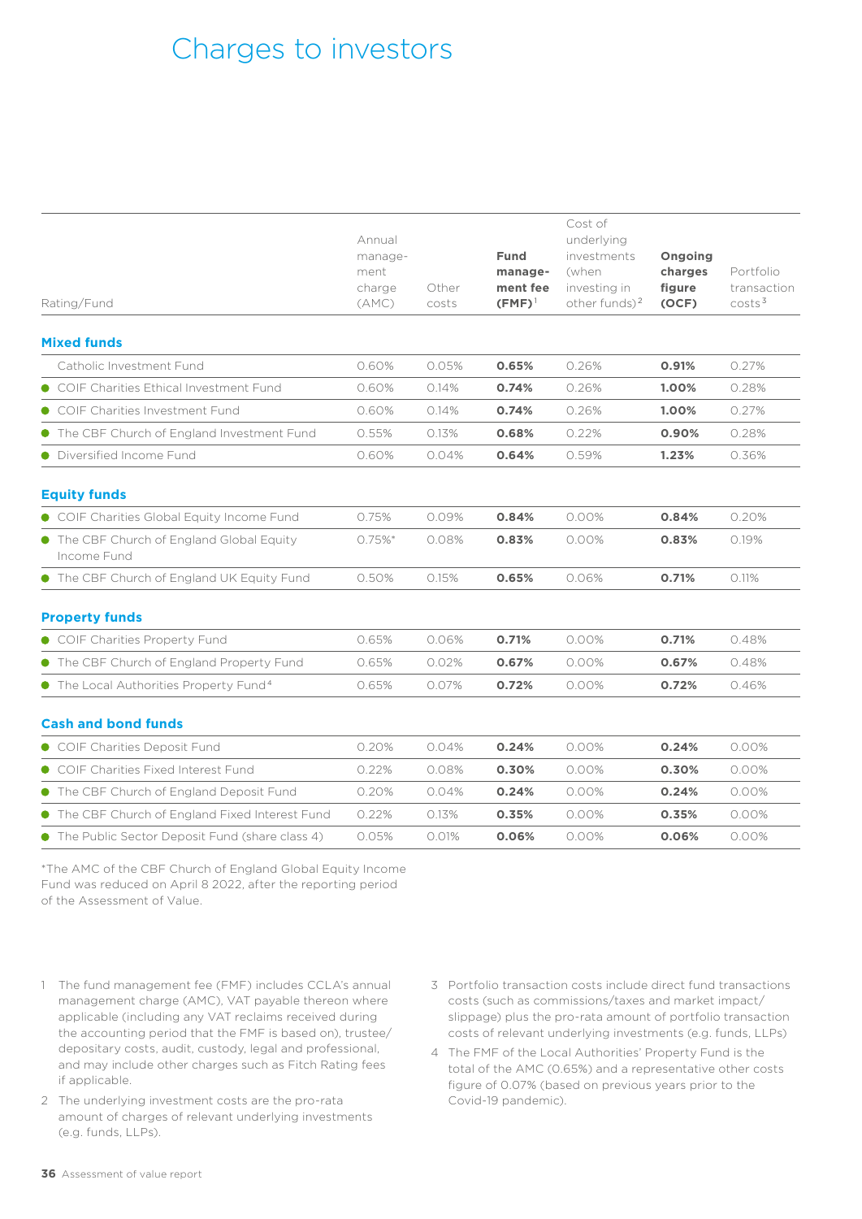# Charges to investors

| Rating/Fund | Annual management charge (AMC) | Other costs | **Fund management fee (FMF)**[1] | Cost of underlying investments (when investing in other funds)[2] | **Ongoing charges figure (OCF)** | Portfolio transaction costs[3] |
|---|---|---|---|---|---|---|
| **Mixed funds** | | | | | | |
| Catholic Investment Fund | 0.60% | 0.05% | **0.65%** | 0.26% | **0.91%** | 0.27% |
| ● COIF Charities Ethical Investment Fund | 0.60% | 0.14% | **0.74%** | 0.26% | **1.00%** | 0.28% |
| ● COIF Charities Investment Fund | 0.60% | 0.14% | **0.74%** | 0.26% | **1.00%** | 0.27% |
| ● The CBF Church of England Investment Fund | 0.55% | 0.13% | **0.68%** | 0.22% | **0.90%** | 0.28% |
| ● Diversified Income Fund | 0.60% | 0.04% | **0.64%** | 0.59% | **1.23%** | 0.36% |
| **Equity funds** | | | | | | |
| ● COIF Charities Global Equity Income Fund | 0.75% | 0.09% | **0.84%** | 0.00% | **0.84%** | 0.20% |
| ● The CBF Church of England Global Equity Income Fund | 0.75%* | 0.08% | **0.83%** | 0.00% | **0.83%** | 0.19% |
| ● The CBF Church of England UK Equity Fund | 0.50% | 0.15% | **0.65%** | 0.06% | **0.71%** | 0.11% |
| **Property funds** | | | | | | |
| ● COIF Charities Property Fund | 0.65% | 0.06% | **0.71%** | 0.00% | **0.71%** | 0.48% |
| ● The CBF Church of England Property Fund | 0.65% | 0.02% | **0.67%** | 0.00% | **0.67%** | 0.48% |
| ● The Local Authorities Property Fund[4] | 0.65% | 0.07% | **0.72%** | 0.00% | **0.72%** | 0.46% |
| **Cash and bond funds** | | | | | | |
| ● COIF Charities Deposit Fund | 0.20% | 0.04% | **0.24%** | 0.00% | **0.24%** | 0.00% |
| ● COIF Charities Fixed Interest Fund | 0.22% | 0.08% | **0.30%** | 0.00% | **0.30%** | 0.00% |
| ● The CBF Church of England Deposit Fund | 0.20% | 0.04% | **0.24%** | 0.00% | **0.24%** | 0.00% |
| ● The CBF Church of England Fixed Interest Fund | 0.22% | 0.13% | **0.35%** | 0.00% | **0.35%** | 0.00% |
| ● The Public Sector Deposit Fund (share class 4) | 0.05% | 0.01% | **0.06%** | 0.00% | **0.06%** | 0.00% |

*The AMC of the CBF Church of England Global Equity Income Fund was reduced on April 8 2022, after the reporting period of the Assessment of Value.

1 The fund management fee (FMF) includes CCLA's annual management charge (AMC), VAT payable thereon where applicable (including any VAT reclaims received during the accounting period that the FMF is based on), trustee/depositary costs, audit, custody, legal and professional, and may include other charges such as Fitch Rating fees if applicable.

2 The underlying investment costs are the pro-rata amount of charges of relevant underlying investments (e.g. funds, LLPs).

3 Portfolio transaction costs include direct fund transactions costs (such as commissions/taxes and market impact/slippage) plus the pro-rata amount of portfolio transaction costs of relevant underlying investments (e.g. funds, LLPs)

4 The FMF of the Local Authorities' Property Fund is the total of the AMC (0.65%) and a representative other costs figure of 0.07% (based on previous years prior to the Covid-19 pandemic).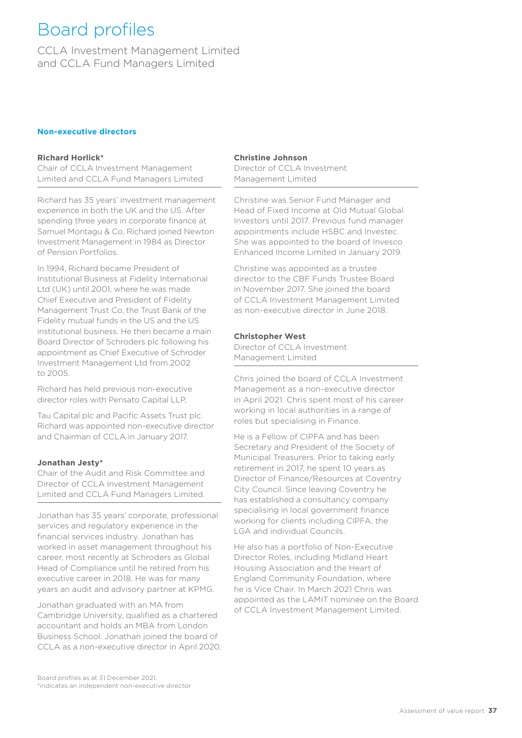# Board profiles

CCLA Investment Management Limited and CCLA Fund Managers Limited

## Non-executive directors

**Richard Horlick***

Chair of CCLA Investment Management Limited and CCLA Fund Managers Limited

Richard has 35 years' investment management experience in both the UK and the US. After spending three years in corporate finance at Samuel Montagu & Co, Richard joined Newton Investment Management in 1984 as Director of Pension Portfolios.

In 1994, Richard became President of Institutional Business at Fidelity International Ltd (UK) until 2001, where he was made Chief Executive and President of Fidelity Management Trust Co, the Trust Bank of the Fidelity mutual funds in the US and the US institutional business. He then became a main Board Director of Schroders plc following his appointment as Chief Executive of Schroder Investment Management Ltd from 2002 to 2005.

Richard has held previous non-executive director roles with Pensato Capital LLP,

Tau Capital plc and Pacific Assets Trust plc. Richard was appointed non-executive director and Chairman of CCLA in January 2017.

**Jonathan Jesty***

Chair of the Audit and Risk Committee and Director of CCLA Investment Management Limited and CCLA Fund Managers Limited.

Jonathan has 35 years' corporate, professional services and regulatory experience in the financial services industry. Jonathan has worked in asset management throughout his career, most recently at Schroders as Global Head of Compliance until he retired from his executive career in 2018. He was for many years an audit and advisory partner at KPMG.

Jonathan graduated with an MA from Cambridge University, qualified as a chartered accountant and holds an MBA from London Business School. Jonathan joined the board of CCLA as a non-executive director in April 2020.

**Christine Johnson**

Director of CCLA Investment Management Limited

Christine was Senior Fund Manager and Head of Fixed Income at Old Mutual Global Investors until 2017. Previous fund manager appointments include HSBC and Investec. She was appointed to the board of Invesco Enhanced Income Limited in January 2019.

Christine was appointed as a trustee director to the CBF Funds Trustee Board in November 2017. She joined the board of CCLA Investment Management Limited as non-executive director in June 2018.

**Christopher West**

Director of CCLA Investment Management Limited

Chris joined the board of CCLA Investment Management as a non-executive director in April 2021. Chris spent most of his career working in local authorities in a range of roles but specialising in Finance.

He is a Fellow of CIPFA and has been Secretary and President of the Society of Municipal Treasurers. Prior to taking early retirement in 2017, he spent 10 years as Director of Finance/Resources at Coventry City Council. Since leaving Coventry he has established a consultancy company specialising in local government finance working for clients including CIPFA, the LGA and individual Councils.

He also has a portfolio of Non-Executive Director Roles, including Midland Heart Housing Association and the Heart of England Community Foundation, where he is Vice Chair. In March 2021 Chris was appointed as the LAMIT nominee on the Board of CCLA Investment Management Limited.

Board profiles as at 31 December 2021.
*indicates an independent non-executive director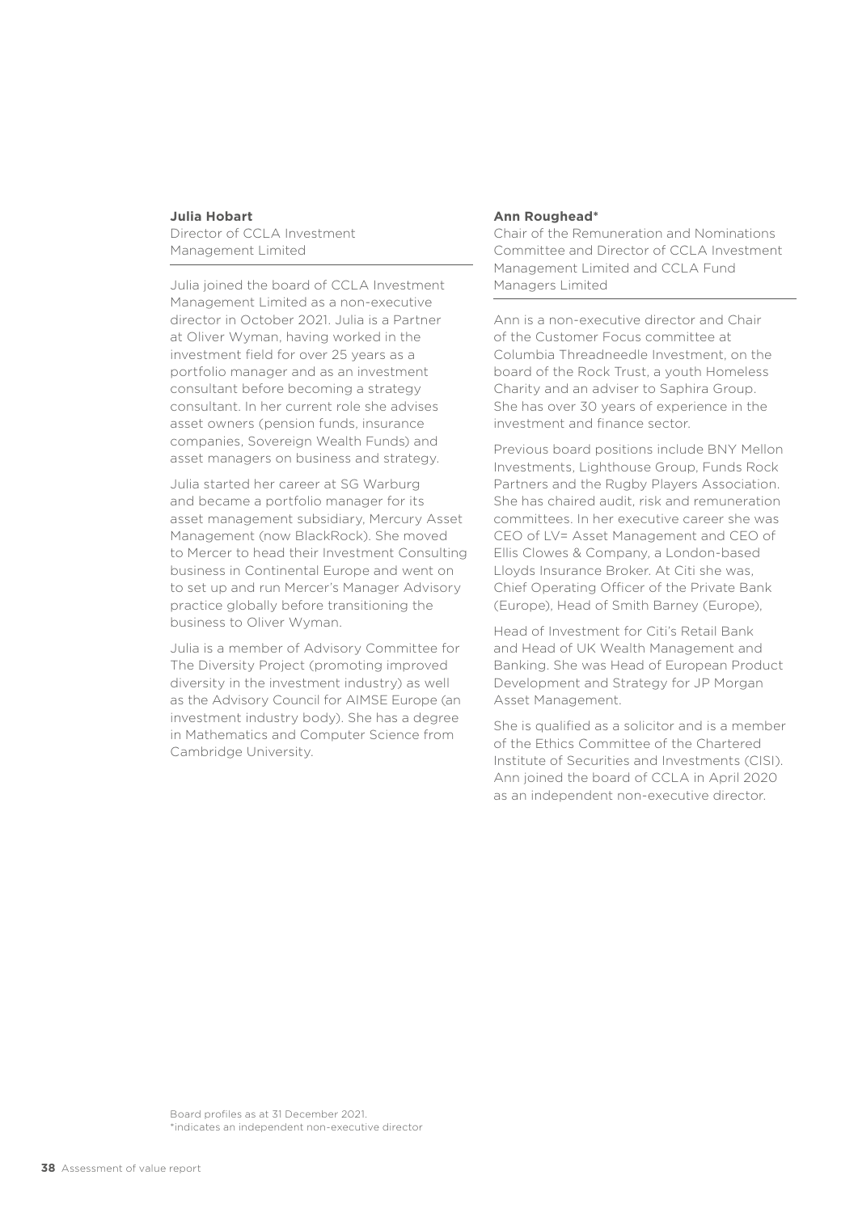**Julia Hobart**

Director of CCLA Investment Management Limited

Julia joined the board of CCLA Investment Management Limited as a non-executive director in October 2021. Julia is a Partner at Oliver Wyman, having worked in the investment field for over 25 years as a portfolio manager and as an investment consultant before becoming a strategy consultant. In her current role she advises asset owners (pension funds, insurance companies, Sovereign Wealth Funds) and asset managers on business and strategy.

Julia started her career at SG Warburg and became a portfolio manager for its asset management subsidiary, Mercury Asset Management (now BlackRock). She moved to Mercer to head their Investment Consulting business in Continental Europe and went on to set up and run Mercer's Manager Advisory practice globally before transitioning the business to Oliver Wyman.

Julia is a member of Advisory Committee for The Diversity Project (promoting improved diversity in the investment industry) as well as the Advisory Council for AIMSE Europe (an investment industry body). She has a degree in Mathematics and Computer Science from Cambridge University.

**Ann Roughead***

Chair of the Remuneration and Nominations Committee and Director of CCLA Investment Management Limited and CCLA Fund Managers Limited

Ann is a non-executive director and Chair of the Customer Focus committee at Columbia Threadneedle Investment, on the board of the Rock Trust, a youth Homeless Charity and an adviser to Saphira Group. She has over 30 years of experience in the investment and finance sector.

Previous board positions include BNY Mellon Investments, Lighthouse Group, Funds Rock Partners and the Rugby Players Association. She has chaired audit, risk and remuneration committees. In her executive career she was CEO of LV= Asset Management and CEO of Ellis Clowes & Company, a London-based Lloyds Insurance Broker. At Citi she was, Chief Operating Officer of the Private Bank (Europe), Head of Smith Barney (Europe),

Head of Investment for Citi's Retail Bank and Head of UK Wealth Management and Banking. She was Head of European Product Development and Strategy for JP Morgan Asset Management.

She is qualified as a solicitor and is a member of the Ethics Committee of the Chartered Institute of Securities and Investments (CISI). Ann joined the board of CCLA in April 2020 as an independent non-executive director.

Board profiles as at 31 December 2021.
*indicates an independent non-executive director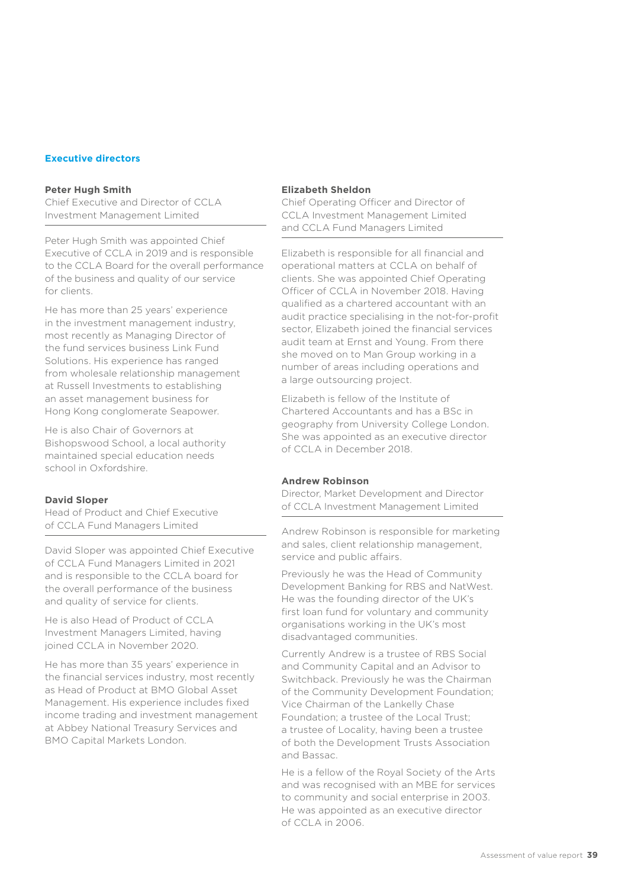## Executive directors

**Peter Hugh Smith**

Chief Executive and Director of CCLA Investment Management Limited

Peter Hugh Smith was appointed Chief Executive of CCLA in 2019 and is responsible to the CCLA Board for the overall performance of the business and quality of our service for clients.

He has more than 25 years' experience in the investment management industry, most recently as Managing Director of the fund services business Link Fund Solutions. His experience has ranged from wholesale relationship management at Russell Investments to establishing an asset management business for Hong Kong conglomerate Seapower.

He is also Chair of Governors at Bishopswood School, a local authority maintained special education needs school in Oxfordshire.

**David Sloper**

Head of Product and Chief Executive of CCLA Fund Managers Limited

David Sloper was appointed Chief Executive of CCLA Fund Managers Limited in 2021 and is responsible to the CCLA board for the overall performance of the business and quality of service for clients.

He is also Head of Product of CCLA Investment Managers Limited, having joined CCLA in November 2020.

He has more than 35 years' experience in the financial services industry, most recently as Head of Product at BMO Global Asset Management. His experience includes fixed income trading and investment management at Abbey National Treasury Services and BMO Capital Markets London.

**Elizabeth Sheldon**

Chief Operating Officer and Director of CCLA Investment Management Limited and CCLA Fund Managers Limited

Elizabeth is responsible for all financial and operational matters at CCLA on behalf of clients. She was appointed Chief Operating Officer of CCLA in November 2018. Having qualified as a chartered accountant with an audit practice specialising in the not-for-profit sector, Elizabeth joined the financial services audit team at Ernst and Young. From there she moved on to Man Group working in a number of areas including operations and a large outsourcing project.

Elizabeth is fellow of the Institute of Chartered Accountants and has a BSc in geography from University College London. She was appointed as an executive director of CCLA in December 2018.

**Andrew Robinson**

Director, Market Development and Director of CCLA Investment Management Limited

Andrew Robinson is responsible for marketing and sales, client relationship management, service and public affairs.

Previously he was the Head of Community Development Banking for RBS and NatWest. He was the founding director of the UK's first loan fund for voluntary and community organisations working in the UK's most disadvantaged communities.

Currently Andrew is a trustee of RBS Social and Community Capital and an Advisor to Switchback. Previously he was the Chairman of the Community Development Foundation; Vice Chairman of the Lankelly Chase Foundation; a trustee of the Local Trust; a trustee of Locality, having been a trustee of both the Development Trusts Association and Bassac.

He is a fellow of the Royal Society of the Arts and was recognised with an MBE for services to community and social enterprise in 2003. He was appointed as an executive director of CCLA in 2006.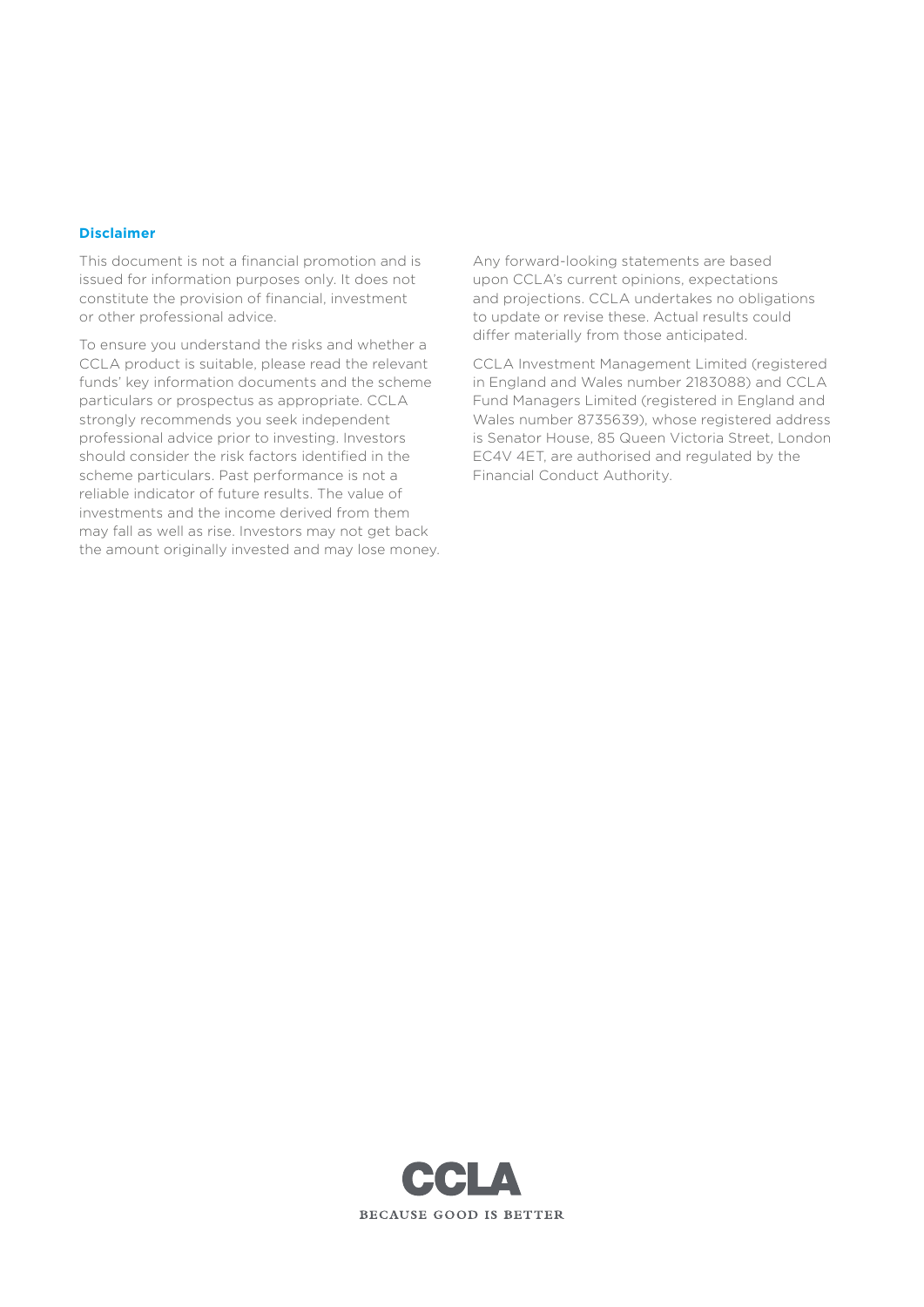**Disclaimer**

This document is not a financial promotion and is issued for information purposes only. It does not constitute the provision of financial, investment or other professional advice.

To ensure you understand the risks and whether a CCLA product is suitable, please read the relevant funds' key information documents and the scheme particulars or prospectus as appropriate. CCLA strongly recommends you seek independent professional advice prior to investing. Investors should consider the risk factors identified in the scheme particulars. Past performance is not a reliable indicator of future results. The value of investments and the income derived from them may fall as well as rise. Investors may not get back the amount originally invested and may lose money.

Any forward-looking statements are based upon CCLA's current opinions, expectations and projections. CCLA undertakes no obligations to update or revise these. Actual results could differ materially from those anticipated.

CCLA Investment Management Limited (registered in England and Wales number 2183088) and CCLA Fund Managers Limited (registered in England and Wales number 8735639), whose registered address is Senator House, 85 Queen Victoria Street, London EC4V 4ET, are authorised and regulated by the Financial Conduct Authority.

CCLA

BECAUSE GOOD IS BETTER